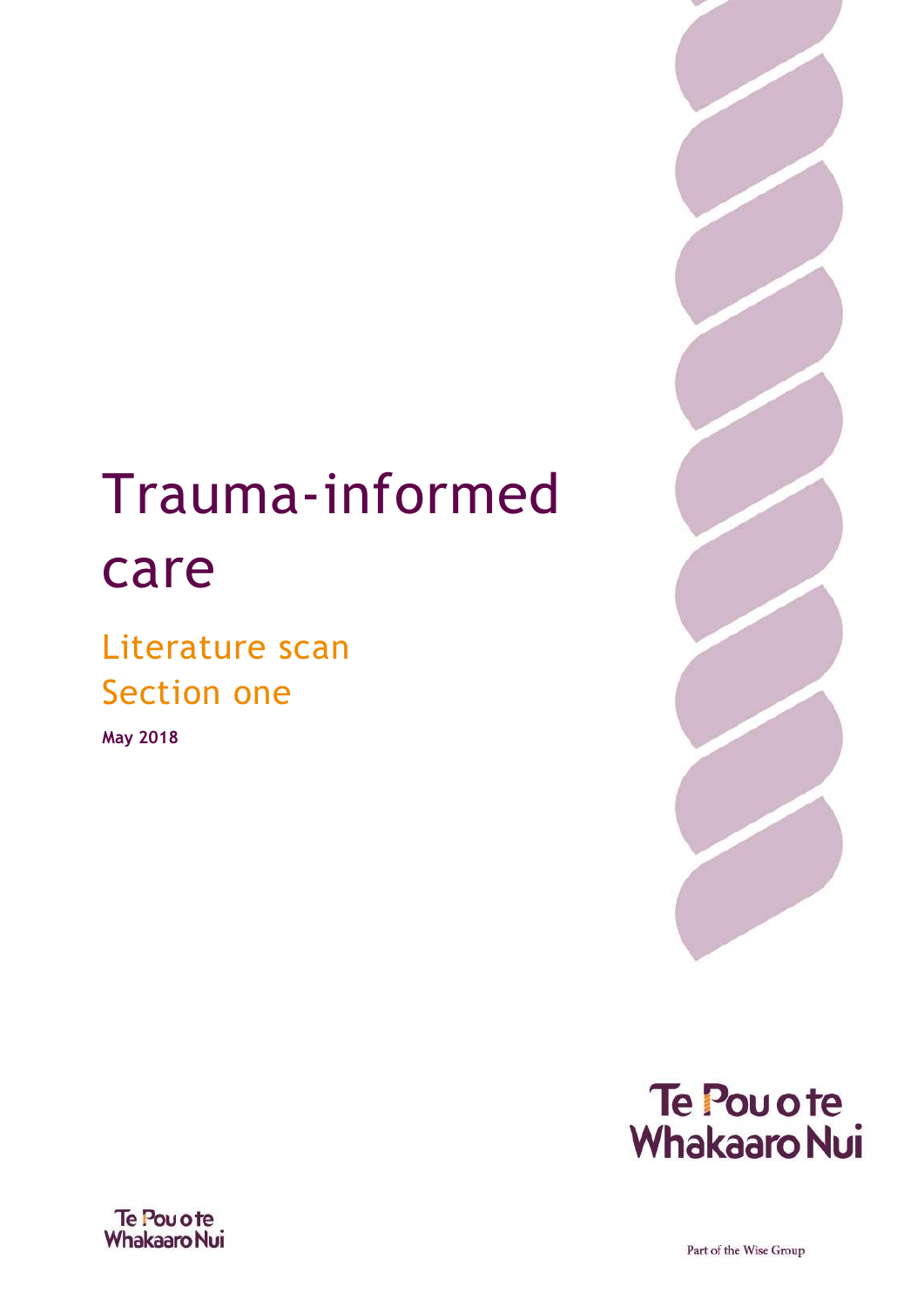# Trauma-informed care

## Literature scan
## Section one

**May 2018**

Te Pou o te Whakaaro Nui

Part of the Wise Group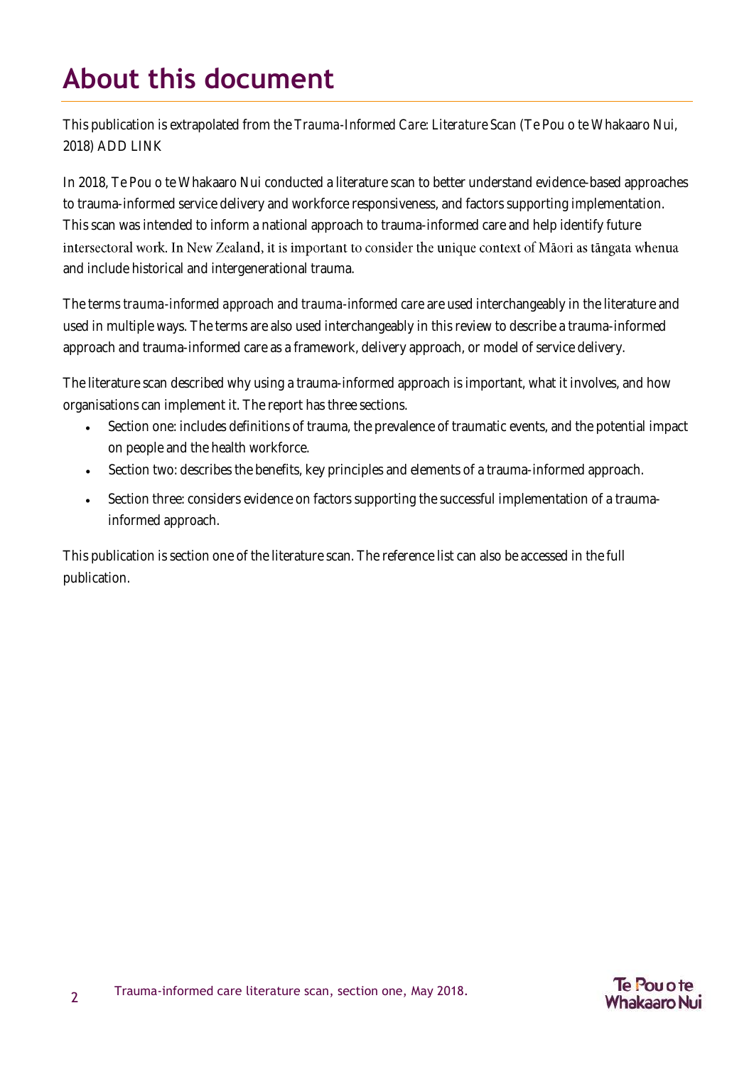# About this document

This publication is extrapolated from the *Trauma-Informed Care: Literature Scan* (Te Pou o te Whakaaro Nui, 2018) ADD LINK

In 2018, Te Pou o te Whakaaro Nui conducted a literature scan to better understand evidence-based approaches to trauma-informed service delivery and workforce responsiveness, and factors supporting implementation. This scan was intended to inform a national approach to trauma-informed care and help identify future intersectoral work. In New Zealand, it is important to consider the unique context of Māori as tāngata whenua and include historical and intergenerational trauma.

The terms *trauma-informed approach* and *trauma-informed care* are used interchangeably in the literature and used in multiple ways. The terms are also used interchangeably in this review to describe a trauma-informed approach and trauma-informed care as a framework, delivery approach, or model of service delivery.

The literature scan described why using a trauma-informed approach is important, what it involves, and how organisations can implement it. The report has three sections.

- Section one: includes definitions of trauma, the prevalence of traumatic events, and the potential impact on people and the health workforce.
- Section two: describes the benefits, key principles and elements of a trauma-informed approach.
- Section three: considers evidence on factors supporting the successful implementation of a trauma-informed approach.

This publication is section one of the literature scan. The reference list can also be accessed in the full publication.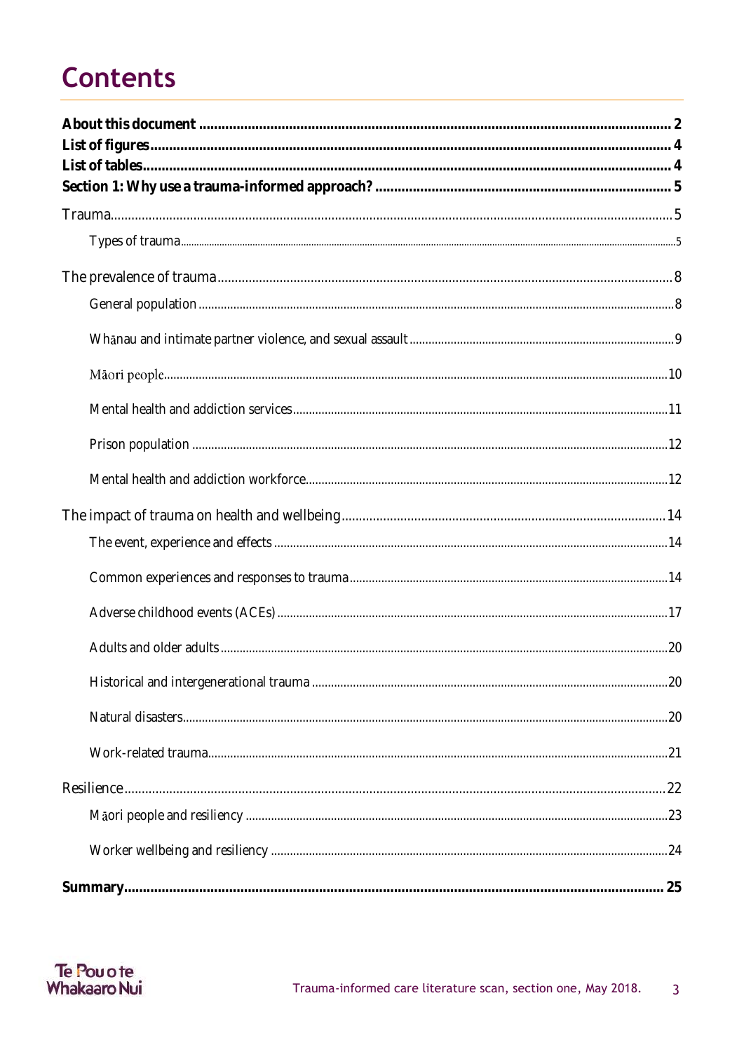# Contents

**About this document** ........................................................ **2**
**List of figures** ........................................................ **4**
**List of tables** ........................................................ **4**
**Section 1: Why use a trauma-informed approach?** ........................................................ **5**

Trauma ........................................................ 5

- Types of trauma ........................................................ 5

The prevalence of trauma ........................................................ 8

- General population ........................................................ 8
- Whānau and intimate partner violence, and sexual assault ........................................................ 9
- Māori people ........................................................ 10
- Mental health and addiction services ........................................................ 11
- Prison population ........................................................ 12
- Mental health and addiction workforce ........................................................ 12

The impact of trauma on health and wellbeing ........................................................ 14

- The event, experience and effects ........................................................ 14
- Common experiences and responses to trauma ........................................................ 14
- Adverse childhood events (ACEs) ........................................................ 17
- Adults and older adults ........................................................ 20
- Historical and intergenerational trauma ........................................................ 20
- Natural disasters ........................................................ 20
- Work-related trauma ........................................................ 21

Resilience ........................................................ 22

- Māori people and resiliency ........................................................ 23
- Worker wellbeing and resiliency ........................................................ 24

**Summary** ........................................................ **25**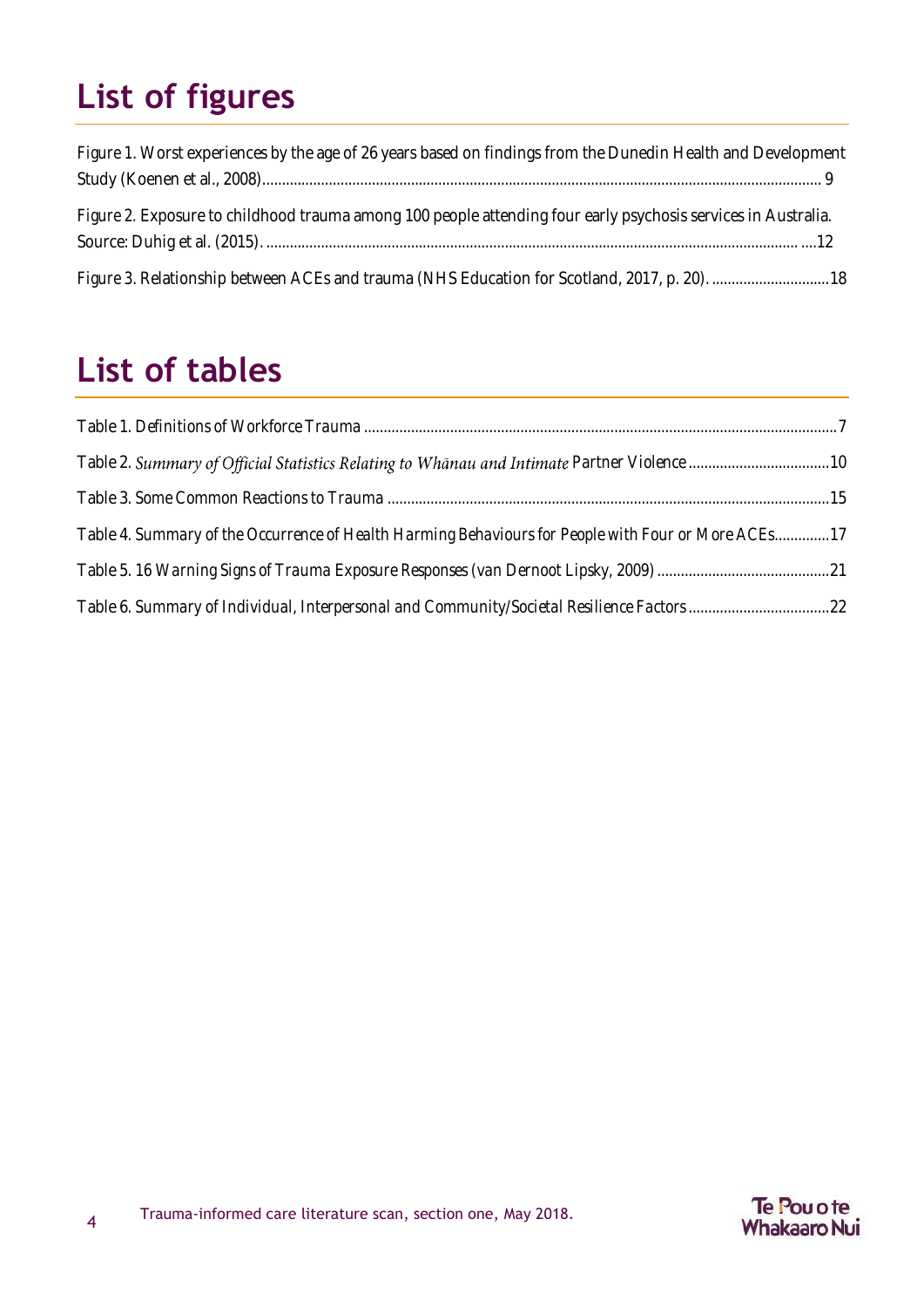# List of figures

Figure 1. Worst experiences by the age of 26 years based on findings from the Dunedin Health and Development Study (Koenen et al., 2008)................................................................................................................................ 9

Figure 2. Exposure to childhood trauma among 100 people attending four early psychosis services in Australia. Source: Duhig et al. (2015). ........................................................................................................................ ....12

Figure 3. Relationship between ACEs and trauma (NHS Education for Scotland, 2017, p. 20). ..............................18

# List of tables

Table 1. Definitions of Workforce Trauma ........................................................................................................7

Table 2. *Summary of Official Statistics Relating to Whānau and Intimate* Partner Violence ...................................10

Table 3. Some Common Reactions to Trauma ...............................................................................................15

Table 4. Summary of the Occurrence of Health Harming Behaviours for People with Four or More ACEs..............17

Table 5. 16 Warning Signs of Trauma Exposure Responses (van Dernoot Lipsky, 2009) ...........................................21

Table 6. Summary of Individual, Interpersonal and Community/Societal Resilience Factors ....................................22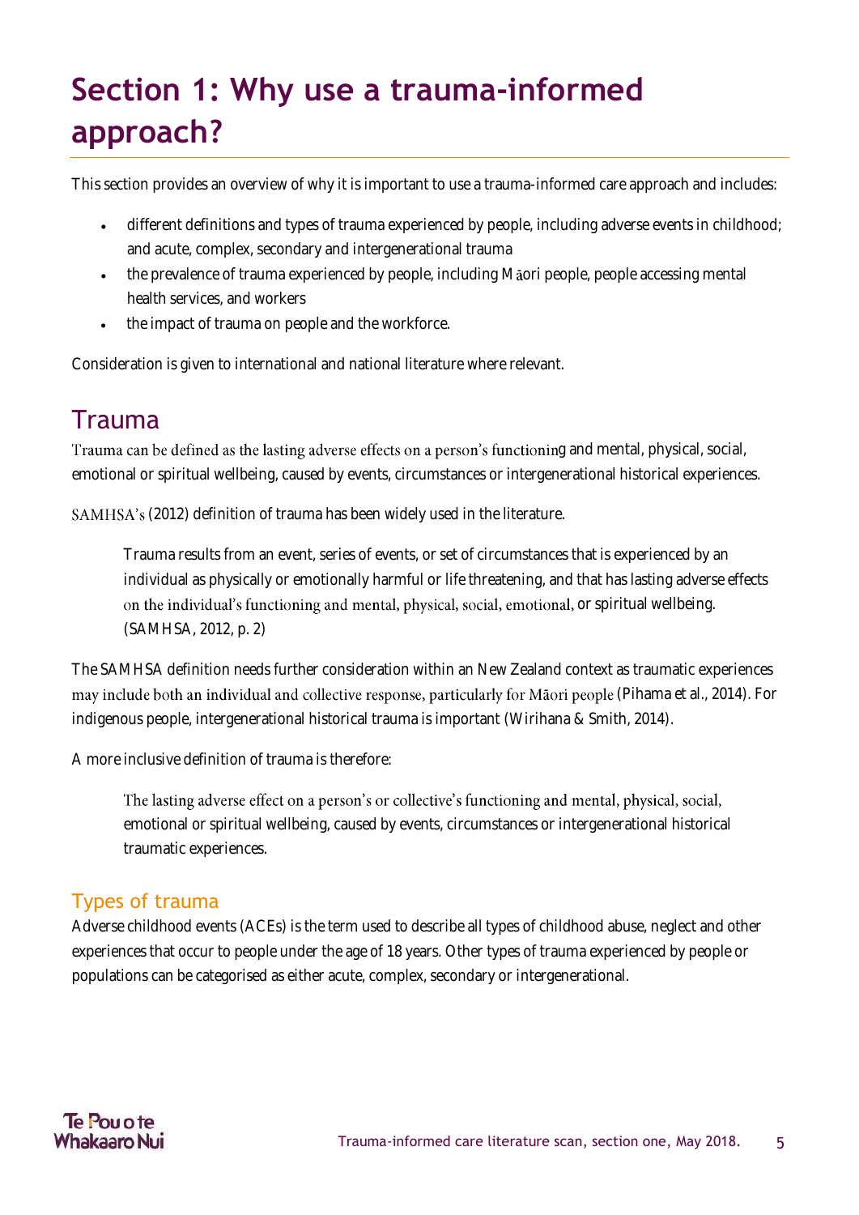# Section 1: Why use a trauma-informed approach?

This section provides an overview of why it is important to use a trauma-informed care approach and includes:

- different definitions and types of trauma experienced by people, including adverse events in childhood; and acute, complex, secondary and intergenerational trauma
- the prevalence of trauma experienced by people, including Māori people, people accessing mental health services, and workers
- the impact of trauma on people and the workforce.

Consideration is given to international and national literature where relevant.

## Trauma

Trauma can be defined as the lasting adverse effects on a person's functioning and mental, physical, social, emotional or spiritual wellbeing, caused by events, circumstances or intergenerational historical experiences.

SAMHSA's (2012) definition of trauma has been widely used in the literature.

> Trauma results from an event, series of events, or set of circumstances that is experienced by an individual as physically or emotionally harmful or life threatening, and that has lasting adverse effects on the individual's functioning and mental, physical, social, emotional, or spiritual wellbeing. (SAMHSA, 2012, p. 2)

The SAMHSA definition needs further consideration within an New Zealand context as traumatic experiences may include both an individual and collective response, particularly for Māori people (Pihama et al., 2014). For indigenous people, intergenerational historical trauma is important (Wirihana & Smith, 2014).

A more inclusive definition of trauma is therefore:

> The lasting adverse effect on a person's or collective's functioning and mental, physical, social, emotional or spiritual wellbeing, caused by events, circumstances or intergenerational historical traumatic experiences.

### Types of trauma

Adverse childhood events (ACEs) is the term used to describe all types of childhood abuse, neglect and other experiences that occur to people under the age of 18 years. Other types of trauma experienced by people or populations can be categorised as either acute, complex, secondary or intergenerational.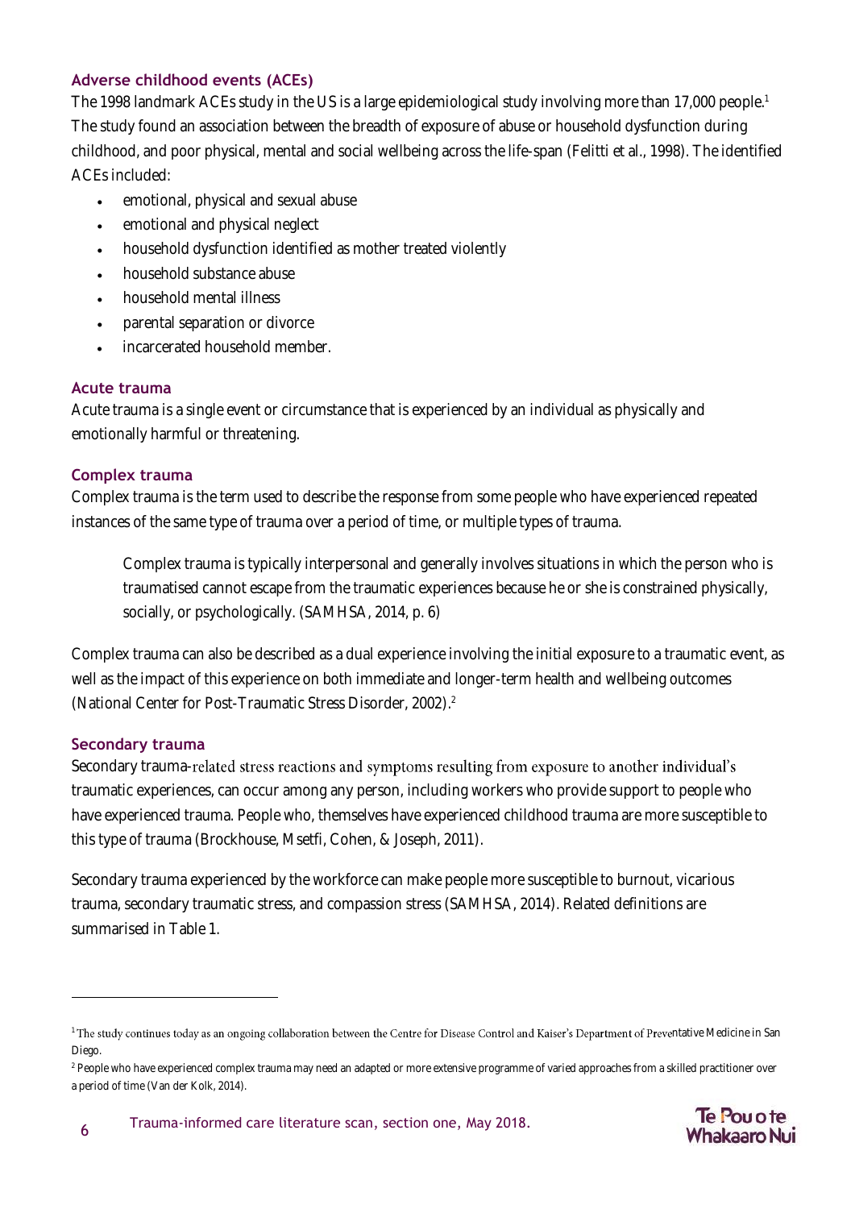### Adverse childhood events (ACEs)

The 1998 landmark ACEs study in the US is a large epidemiological study involving more than 17,000 people.[1] The study found an association between the breadth of exposure of abuse or household dysfunction during childhood, and poor physical, mental and social wellbeing across the life-span (Felitti et al., 1998). The identified ACEs included:

- emotional, physical and sexual abuse
- emotional and physical neglect
- household dysfunction identified as mother treated violently
- household substance abuse
- household mental illness
- parental separation or divorce
- incarcerated household member.

### Acute trauma

Acute trauma is a single event or circumstance that is experienced by an individual as physically and emotionally harmful or threatening.

### Complex trauma

Complex trauma is the term used to describe the response from some people who have experienced repeated instances of the same type of trauma over a period of time, or multiple types of trauma.

> Complex trauma is typically interpersonal and generally involves situations in which the person who is traumatised cannot escape from the traumatic experiences because he or she is constrained physically, socially, or psychologically. (SAMHSA, 2014, p. 6)

Complex trauma can also be described as a dual experience involving the initial exposure to a traumatic event, as well as the impact of this experience on both immediate and longer-term health and wellbeing outcomes (National Center for Post-Traumatic Stress Disorder, 2002).[2]

### Secondary trauma

Secondary trauma-related stress reactions and symptoms resulting from exposure to another individual's traumatic experiences, can occur among any person, including workers who provide support to people who have experienced trauma. People who, themselves have experienced childhood trauma are more susceptible to this type of trauma (Brockhouse, Msetfi, Cohen, & Joseph, 2011).

Secondary trauma experienced by the workforce can make people more susceptible to burnout, vicarious trauma, secondary traumatic stress, and compassion stress (SAMHSA, 2014). Related definitions are summarised in Table 1.

---

[1] The study continues today as an ongoing collaboration between the Centre for Disease Control and Kaiser's Department of Preventative Medicine in San Diego.

[2] People who have experienced complex trauma may need an adapted or more extensive programme of varied approaches from a skilled practitioner over a period of time (Van der Kolk, 2014).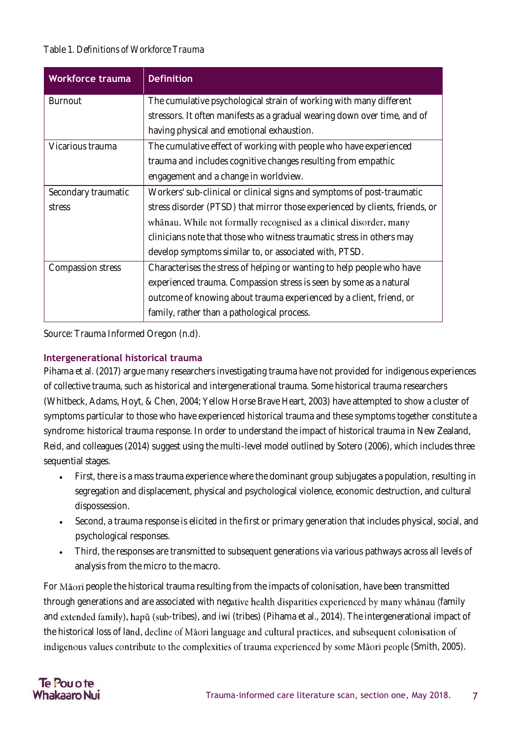Table 1. *Definitions of Workforce Trauma*

| Workforce trauma | Definition |
| --- | --- |
| Burnout | The cumulative psychological strain of working with many different stressors. It often manifests as a gradual wearing down over time, and of having physical and emotional exhaustion. |
| Vicarious trauma | The cumulative effect of working with people who have experienced trauma and includes cognitive changes resulting from empathic engagement and a change in worldview. |
| Secondary traumatic stress | Workers' sub-clinical or clinical signs and symptoms of post-traumatic stress disorder (PTSD) that mirror those experienced by clients, friends, or whānau. While not formally recognised as a clinical disorder, many clinicians note that those who witness traumatic stress in others may develop symptoms similar to, or associated with, PTSD. |
| Compassion stress | Characterises the stress of helping or wanting to help people who have experienced trauma. Compassion stress is seen by some as a natural outcome of knowing about trauma experienced by a client, friend, or family, rather than a pathological process. |

Source: Trauma Informed Oregon (n.d).

### Intergenerational historical trauma

Pihama et al. (2017) argue many researchers investigating trauma have not provided for indigenous experiences of collective trauma, such as historical and intergenerational trauma. Some historical trauma researchers (Whitbeck, Adams, Hoyt, & Chen, 2004; Yellow Horse Brave Heart, 2003) have attempted to show a cluster of symptoms particular to those who have experienced historical trauma and these symptoms together constitute a syndrome: historical trauma response. In order to understand the impact of historical trauma in New Zealand, Reid, and colleagues (2014) suggest using the multi-level model outlined by Sotero (2006), which includes three sequential stages.

- First, there is a mass trauma experience where the dominant group subjugates a population, resulting in segregation and displacement, physical and psychological violence, economic destruction, and cultural dispossession.
- Second, a trauma response is elicited in the first or primary generation that includes physical, social, and psychological responses.
- Third, the responses are transmitted to subsequent generations via various pathways across all levels of analysis from the micro to the macro.

For Māori people the historical trauma resulting from the impacts of colonisation, have been transmitted through generations and are associated with negative health disparities experienced by many whānau (family and extended family), hapū (sub-tribes), and iwi (tribes) (Pihama et al., 2014). The intergenerational impact of the historical loss of land, decline of Māori language and cultural practices, and subsequent colonisation of indigenous values contribute to the complexities of trauma experienced by some Māori people (Smith, 2005).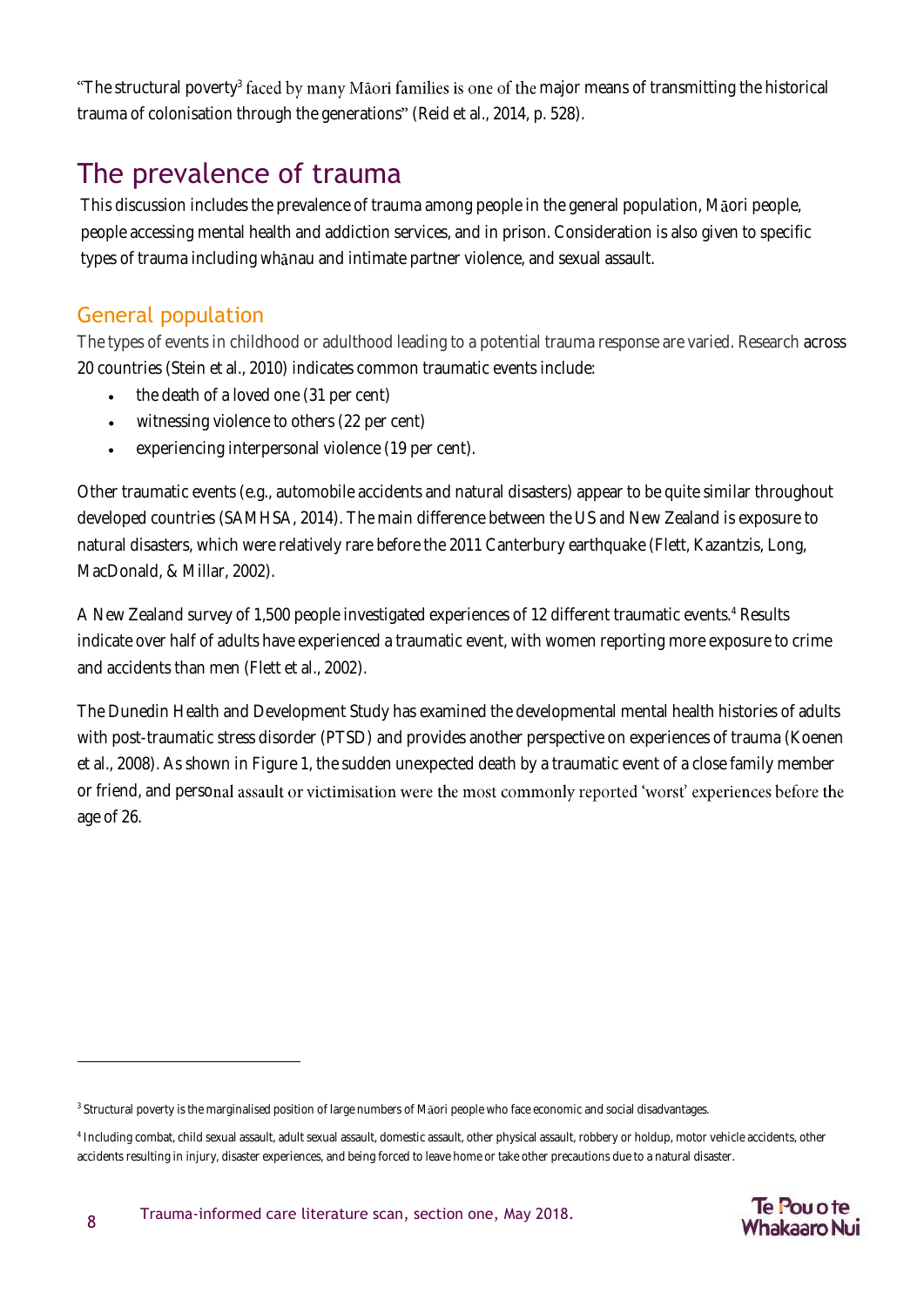"The structural poverty[3] faced by many Māori families is one of the major means of transmitting the historical trauma of colonisation through the generations" (Reid et al., 2014, p. 528).

# The prevalence of trauma

This discussion includes the prevalence of trauma among people in the general population, Māori people, people accessing mental health and addiction services, and in prison. Consideration is also given to specific types of trauma including whānau and intimate partner violence, and sexual assault.

## General population

The types of events in childhood or adulthood leading to a potential trauma response are varied. Research across 20 countries (Stein et al., 2010) indicates common traumatic events include:

- the death of a loved one (31 per cent)
- witnessing violence to others (22 per cent)
- experiencing interpersonal violence (19 per cent).

Other traumatic events (e.g., automobile accidents and natural disasters) appear to be quite similar throughout developed countries (SAMHSA, 2014). The main difference between the US and New Zealand is exposure to natural disasters, which were relatively rare before the 2011 Canterbury earthquake (Flett, Kazantzis, Long, MacDonald, & Millar, 2002).

A New Zealand survey of 1,500 people investigated experiences of 12 different traumatic events.[4] Results indicate over half of adults have experienced a traumatic event, with women reporting more exposure to crime and accidents than men (Flett et al., 2002).

The Dunedin Health and Development Study has examined the developmental mental health histories of adults with post-traumatic stress disorder (PTSD) and provides another perspective on experiences of trauma (Koenen et al., 2008). As shown in Figure 1, the sudden unexpected death by a traumatic event of a close family member or friend, and personal assault or victimisation were the most commonly reported 'worst' experiences before the age of 26.

---

[3] Structural poverty is the marginalised position of large numbers of Māori people who face economic and social disadvantages.

[4] Including combat, child sexual assault, adult sexual assault, domestic assault, other physical assault, robbery or holdup, motor vehicle accidents, other accidents resulting in injury, disaster experiences, and being forced to leave home or take other precautions due to a natural disaster.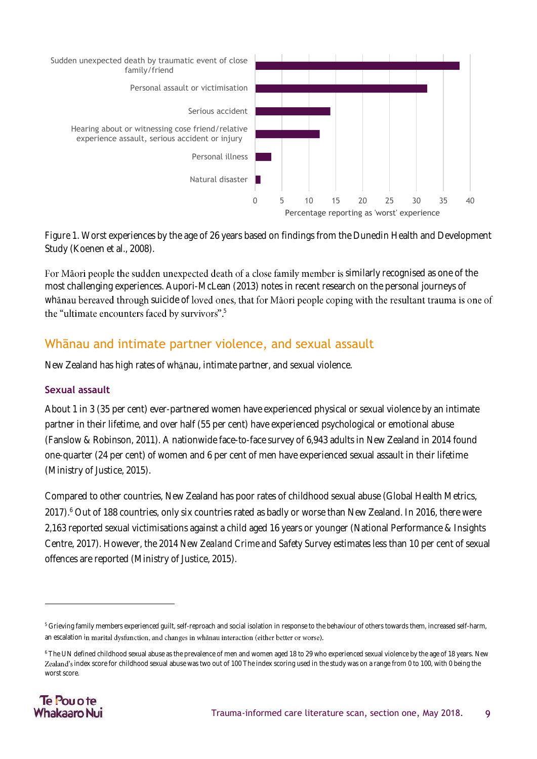Figure 1. Worst experiences by the age of 26 years based on findings from the Dunedin Health and Development Study (Koenen et al., 2008).

For Māori people the sudden unexpected death of a close family member is similarly recognised as one of the most challenging experiences. Aupori-McLean (2013) notes in recent research on the personal journeys of whānau bereaved through suicide of loved ones, that for Māori people coping with the resultant trauma is one of the "ultimate encounters faced by survivors".[5]

## Whānau and intimate partner violence, and sexual assault

New Zealand has high rates of whānau, intimate partner, and sexual violence.

### Sexual assault

About 1 in 3 (35 per cent) ever-partnered women have experienced physical or sexual violence by an intimate partner in their lifetime, and over half (55 per cent) have experienced psychological or emotional abuse (Fanslow & Robinson, 2011). A nationwide face-to-face survey of 6,943 adults in New Zealand in 2014 found one-quarter (24 per cent) of women and 6 per cent of men have experienced sexual assault in their lifetime (Ministry of Justice, 2015).

Compared to other countries, New Zealand has poor rates of childhood sexual abuse (Global Health Metrics, 2017).[6] Out of 188 countries, only six countries rated as badly or worse than New Zealand. In 2016, there were 2,163 reported sexual victimisations against a child aged 16 years or younger (National Performance & Insights Centre, 2017). However, the 2014 New Zealand Crime and Safety Survey estimates less than 10 per cent of sexual offences are reported (Ministry of Justice, 2015).

---

[5] Grieving family members experienced guilt, self-reproach and social isolation in response to the behaviour of others towards them, increased self-harm, an escalation in marital dysfunction, and changes in whānau interaction (either better or worse).

[6] The UN defined childhood sexual abuse as the prevalence of men and women aged 18 to 29 who experienced sexual violence by the age of 18 years. New Zealand's index score for childhood sexual abuse was two out of 100 The index scoring used in the study was on a range from 0 to 100, with 0 being the worst score.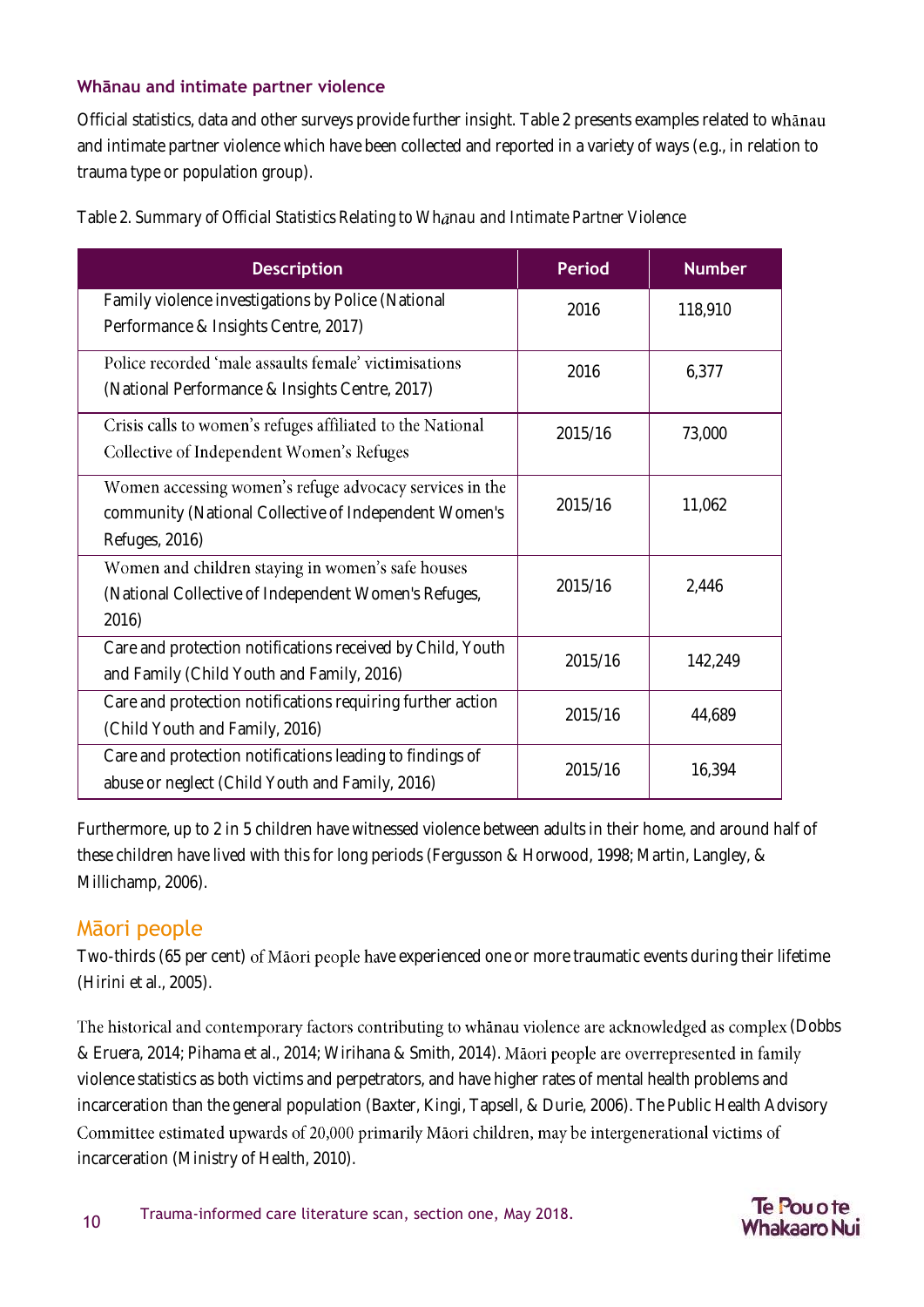### Whānau and intimate partner violence

Official statistics, data and other surveys provide further insight. Table 2 presents examples related to whānau and intimate partner violence which have been collected and reported in a variety of ways (e.g., in relation to trauma type or population group).

Table 2. *Summary of Official Statistics Relating to Whānau and Intimate Partner Violence*

| Description | Period | Number |
|---|---|---|
| Family violence investigations by Police (National Performance & Insights Centre, 2017) | 2016 | 118,910 |
| Police recorded 'male assaults female' victimisations (National Performance & Insights Centre, 2017) | 2016 | 6,377 |
| Crisis calls to women's refuges affiliated to the National Collective of Independent Women's Refuges | 2015/16 | 73,000 |
| Women accessing women's refuge advocacy services in the community (National Collective of Independent Women's Refuges, 2016) | 2015/16 | 11,062 |
| Women and children staying in women's safe houses (National Collective of Independent Women's Refuges, 2016) | 2015/16 | 2,446 |
| Care and protection notifications received by Child, Youth and Family (Child Youth and Family, 2016) | 2015/16 | 142,249 |
| Care and protection notifications requiring further action (Child Youth and Family, 2016) | 2015/16 | 44,689 |
| Care and protection notifications leading to findings of abuse or neglect (Child Youth and Family, 2016) | 2015/16 | 16,394 |

Furthermore, up to 2 in 5 children have witnessed violence between adults in their home, and around half of these children have lived with this for long periods (Fergusson & Horwood, 1998; Martin, Langley, & Millichamp, 2006).

## Māori people

Two-thirds (65 per cent) of Māori people have experienced one or more traumatic events during their lifetime (Hirini et al., 2005).

The historical and contemporary factors contributing to whānau violence are acknowledged as complex (Dobbs & Eruera, 2014; Pihama et al., 2014; Wirihana & Smith, 2014). Māori people are overrepresented in family violence statistics as both victims and perpetrators, and have higher rates of mental health problems and incarceration than the general population (Baxter, Kingi, Tapsell, & Durie, 2006). The Public Health Advisory Committee estimated upwards of 20,000 primarily Māori children, may be intergenerational victims of incarceration (Ministry of Health, 2010).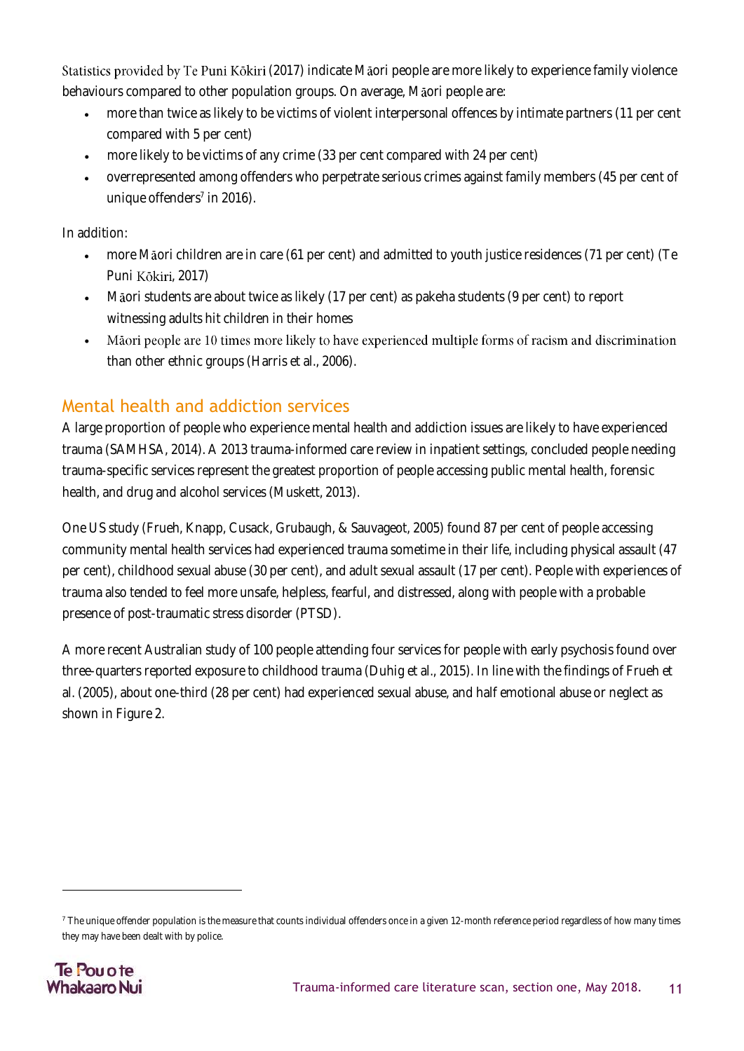Statistics provided by Te Puni Kōkiri (2017) indicate Māori people are more likely to experience family violence behaviours compared to other population groups. On average, Māori people are:

- more than twice as likely to be victims of violent interpersonal offences by intimate partners (11 per cent compared with 5 per cent)
- more likely to be victims of any crime (33 per cent compared with 24 per cent)
- overrepresented among offenders who perpetrate serious crimes against family members (45 per cent of unique offenders[7] in 2016).

In addition:

- more Māori children are in care (61 per cent) and admitted to youth justice residences (71 per cent) (Te Puni Kōkiri, 2017)
- Māori students are about twice as likely (17 per cent) as pakeha students (9 per cent) to report witnessing adults hit children in their homes
- Māori people are 10 times more likely to have experienced multiple forms of racism and discrimination than other ethnic groups (Harris et al., 2006).

## Mental health and addiction services

A large proportion of people who experience mental health and addiction issues are likely to have experienced trauma (SAMHSA, 2014). A 2013 trauma-informed care review in inpatient settings, concluded people needing trauma-specific services represent the greatest proportion of people accessing public mental health, forensic health, and drug and alcohol services (Muskett, 2013).

One US study (Frueh, Knapp, Cusack, Grubaugh, & Sauvageot, 2005) found 87 per cent of people accessing community mental health services had experienced trauma sometime in their life, including physical assault (47 per cent), childhood sexual abuse (30 per cent), and adult sexual assault (17 per cent). People with experiences of trauma also tended to feel more unsafe, helpless, fearful, and distressed, along with people with a probable presence of post-traumatic stress disorder (PTSD).

A more recent Australian study of 100 people attending four services for people with early psychosis found over three-quarters reported exposure to childhood trauma (Duhig et al., 2015). In line with the findings of Frueh et al. (2005), about one-third (28 per cent) had experienced sexual abuse, and half emotional abuse or neglect as shown in Figure 2.

[7] The unique offender population is the measure that counts individual offenders once in a given 12-month reference period regardless of how many times they may have been dealt with by police.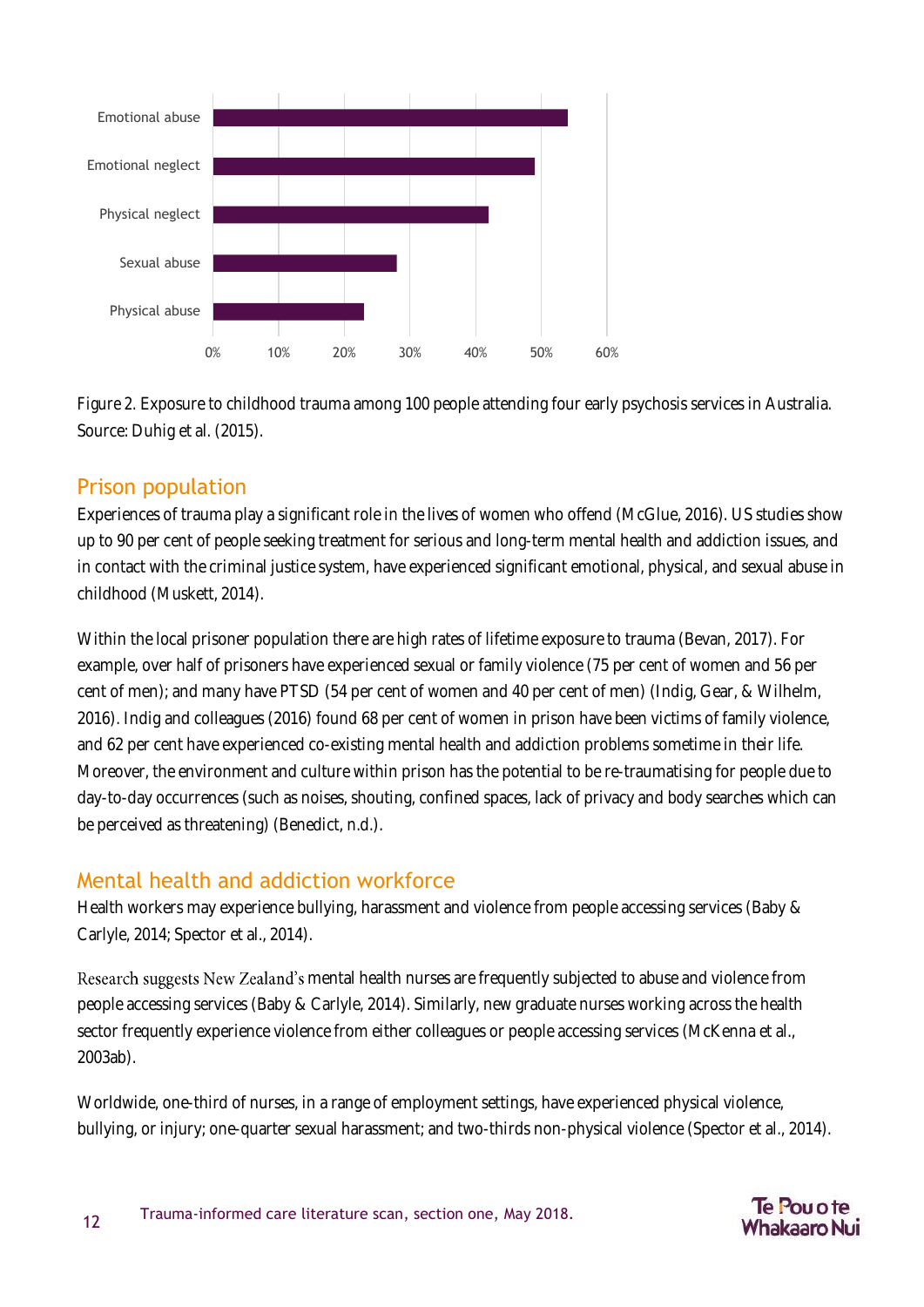Figure 2. Exposure to childhood trauma among 100 people attending four early psychosis services in Australia. Source: Duhig et al. (2015).

## Prison population

Experiences of trauma play a significant role in the lives of women who offend (McGlue, 2016). US studies show up to 90 per cent of people seeking treatment for serious and long-term mental health and addiction issues, and in contact with the criminal justice system, have experienced significant emotional, physical, and sexual abuse in childhood (Muskett, 2014).

Within the local prisoner population there are high rates of lifetime exposure to trauma (Bevan, 2017). For example, over half of prisoners have experienced sexual or family violence (75 per cent of women and 56 per cent of men); and many have PTSD (54 per cent of women and 40 per cent of men) (Indig, Gear, & Wilhelm, 2016). Indig and colleagues (2016) found 68 per cent of women in prison have been victims of family violence, and 62 per cent have experienced co-existing mental health and addiction problems sometime in their life. Moreover, the environment and culture within prison has the potential to be re-traumatising for people due to day-to-day occurrences (such as noises, shouting, confined spaces, lack of privacy and body searches which can be perceived as threatening) (Benedict, n.d.).

## Mental health and addiction workforce

Health workers may experience bullying, harassment and violence from people accessing services (Baby & Carlyle, 2014; Spector et al., 2014).

Research suggests New Zealand's mental health nurses are frequently subjected to abuse and violence from people accessing services (Baby & Carlyle, 2014). Similarly, new graduate nurses working across the health sector frequently experience violence from either colleagues or people accessing services (McKenna et al., 2003ab).

Worldwide, one-third of nurses, in a range of employment settings, have experienced physical violence, bullying, or injury; one-quarter sexual harassment; and two-thirds non-physical violence (Spector et al., 2014).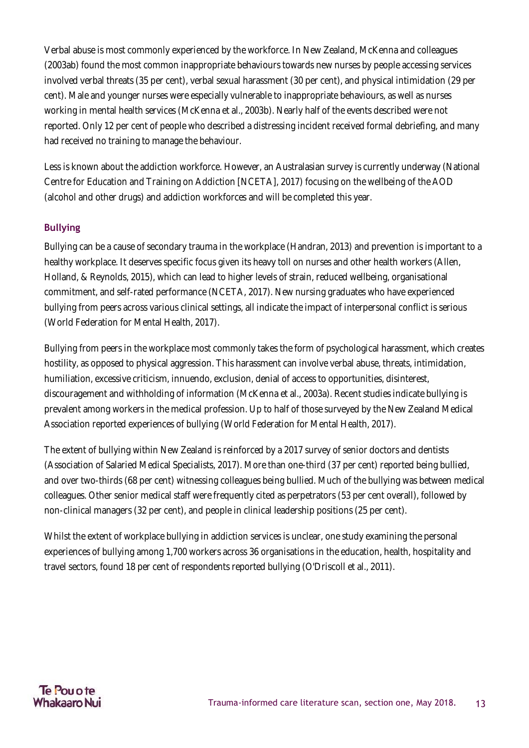Verbal abuse is most commonly experienced by the workforce. In New Zealand, McKenna and colleagues (2003ab) found the most common inappropriate behaviours towards new nurses by people accessing services involved verbal threats (35 per cent), verbal sexual harassment (30 per cent), and physical intimidation (29 per cent). Male and younger nurses were especially vulnerable to inappropriate behaviours, as well as nurses working in mental health services (McKenna et al., 2003b). Nearly half of the events described were not reported. Only 12 per cent of people who described a distressing incident received formal debriefing, and many had received no training to manage the behaviour.

Less is known about the addiction workforce. However, an Australasian survey is currently underway (National Centre for Education and Training on Addiction [NCETA], 2017) focusing on the wellbeing of the AOD (alcohol and other drugs) and addiction workforces and will be completed this year.

### Bullying

Bullying can be a cause of secondary trauma in the workplace (Handran, 2013) and prevention is important to a healthy workplace. It deserves specific focus given its heavy toll on nurses and other health workers (Allen, Holland, & Reynolds, 2015), which can lead to higher levels of strain, reduced wellbeing, organisational commitment, and self-rated performance (NCETA, 2017). New nursing graduates who have experienced bullying from peers across various clinical settings, all indicate the impact of interpersonal conflict is serious (World Federation for Mental Health, 2017).

Bullying from peers in the workplace most commonly takes the form of psychological harassment, which creates hostility, as opposed to physical aggression. This harassment can involve verbal abuse, threats, intimidation, humiliation, excessive criticism, innuendo, exclusion, denial of access to opportunities, disinterest, discouragement and withholding of information (McKenna et al., 2003a). Recent studies indicate bullying is prevalent among workers in the medical profession. Up to half of those surveyed by the New Zealand Medical Association reported experiences of bullying (World Federation for Mental Health, 2017).

The extent of bullying within New Zealand is reinforced by a 2017 survey of senior doctors and dentists (Association of Salaried Medical Specialists, 2017). More than one-third (37 per cent) reported being bullied, and over two-thirds (68 per cent) witnessing colleagues being bullied. Much of the bullying was between medical colleagues. Other senior medical staff were frequently cited as perpetrators (53 per cent overall), followed by non-clinical managers (32 per cent), and people in clinical leadership positions (25 per cent).

Whilst the extent of workplace bullying in addiction services is unclear, one study examining the personal experiences of bullying among 1,700 workers across 36 organisations in the education, health, hospitality and travel sectors, found 18 per cent of respondents reported bullying (O'Driscoll et al., 2011).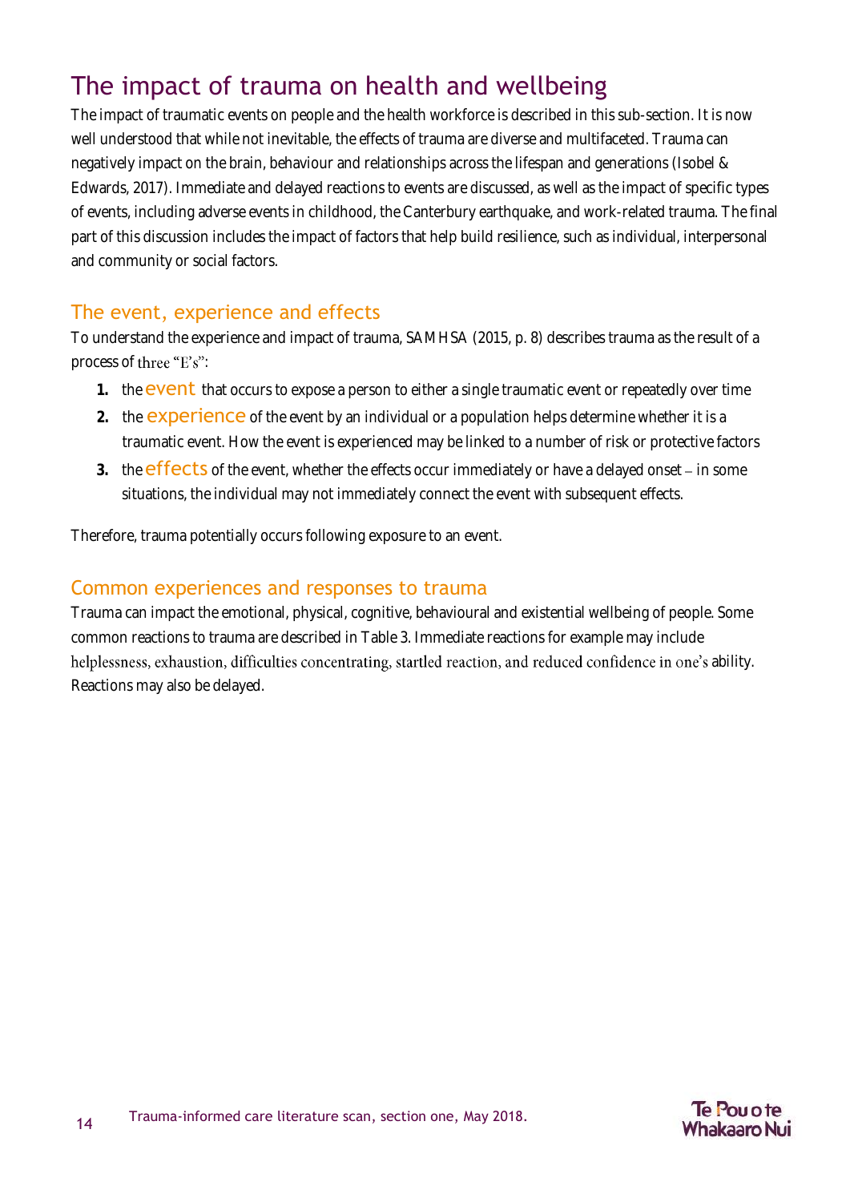# The impact of trauma on health and wellbeing

The impact of traumatic events on people and the health workforce is described in this sub-section. It is now well understood that while not inevitable, the effects of trauma are diverse and multifaceted. Trauma can negatively impact on the brain, behaviour and relationships across the lifespan and generations (Isobel & Edwards, 2017). Immediate and delayed reactions to events are discussed, as well as the impact of specific types of events, including adverse events in childhood, the Canterbury earthquake, and work-related trauma. The final part of this discussion includes the impact of factors that help build resilience, such as individual, interpersonal and community or social factors.

## The event, experience and effects

To understand the experience and impact of trauma, SAMHSA (2015, p. 8) describes trauma as the result of a process of three "E's":

1. the **event** that occurs to expose a person to either a single traumatic event or repeatedly over time
2. the **experience** of the event by an individual or a population helps determine whether it is a traumatic event. How the event is experienced may be linked to a number of risk or protective factors
3. the **effects** of the event, whether the effects occur immediately or have a delayed onset – in some situations, the individual may not immediately connect the event with subsequent effects.

Therefore, trauma potentially occurs following exposure to an event.

## Common experiences and responses to trauma

Trauma can impact the emotional, physical, cognitive, behavioural and existential wellbeing of people. Some common reactions to trauma are described in Table 3. Immediate reactions for example may include helplessness, exhaustion, difficulties concentrating, startled reaction, and reduced confidence in one's ability. Reactions may also be delayed.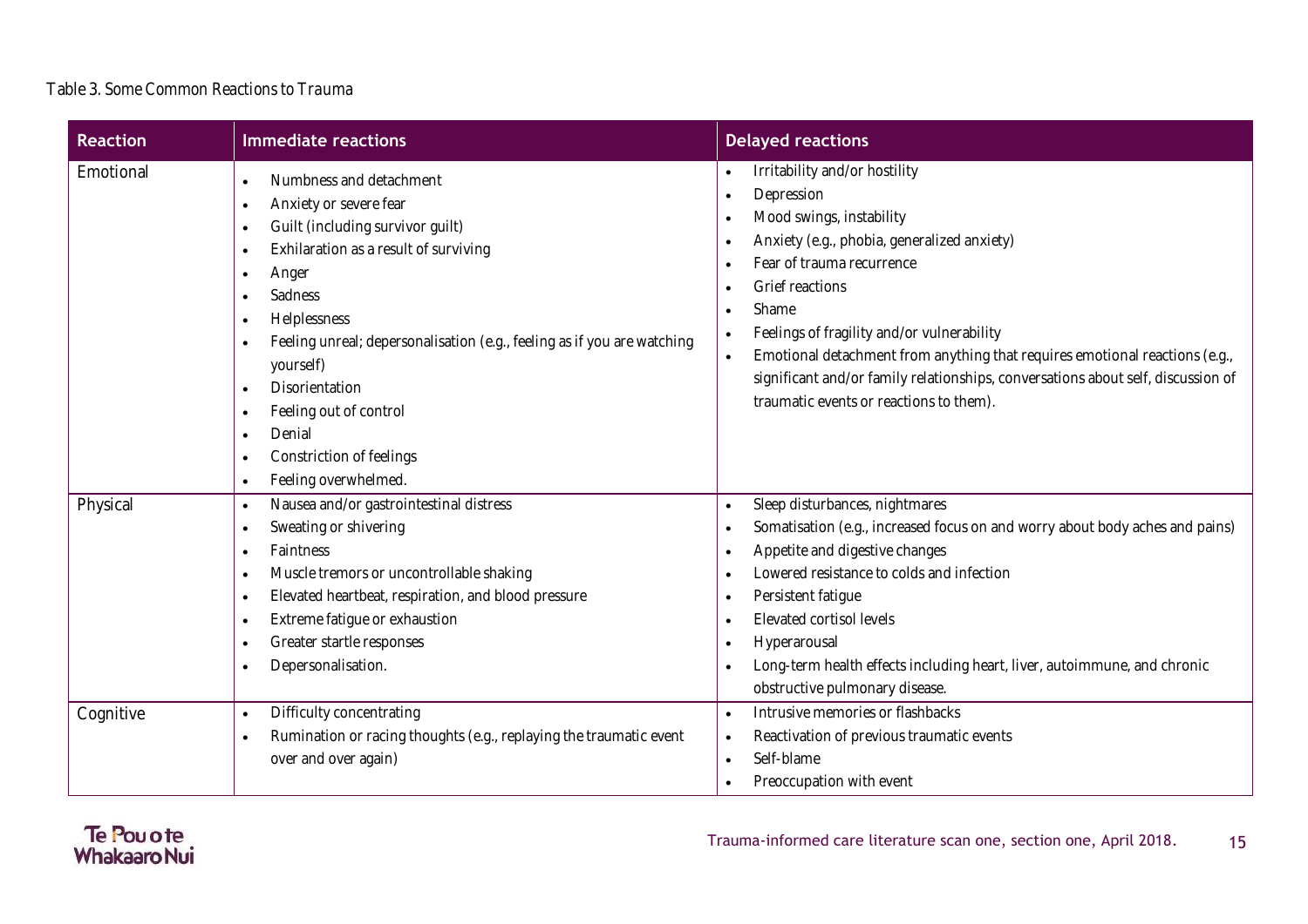Table 3. Some Common Reactions to Trauma

| Reaction | Immediate reactions | Delayed reactions |
|---|---|---|
| Emotional | • Numbness and detachment<br>• Anxiety or severe fear<br>• Guilt (including survivor guilt)<br>• Exhilaration as a result of surviving<br>• Anger<br>• Sadness<br>• Helplessness<br>• Feeling unreal; depersonalisation (e.g., feeling as if you are watching yourself)<br>• Disorientation<br>• Feeling out of control<br>• Denial<br>• Constriction of feelings<br>• Feeling overwhelmed. | • Irritability and/or hostility<br>• Depression<br>• Mood swings, instability<br>• Anxiety (e.g., phobia, generalized anxiety)<br>• Fear of trauma recurrence<br>• Grief reactions<br>• Shame<br>• Feelings of fragility and/or vulnerability<br>• Emotional detachment from anything that requires emotional reactions (e.g., significant and/or family relationships, conversations about self, discussion of traumatic events or reactions to them). |
| Physical | • Nausea and/or gastrointestinal distress<br>• Sweating or shivering<br>• Faintness<br>• Muscle tremors or uncontrollable shaking<br>• Elevated heartbeat, respiration, and blood pressure<br>• Extreme fatigue or exhaustion<br>• Greater startle responses<br>• Depersonalisation. | • Sleep disturbances, nightmares<br>• Somatisation (e.g., increased focus on and worry about body aches and pains)<br>• Appetite and digestive changes<br>• Lowered resistance to colds and infection<br>• Persistent fatigue<br>• Elevated cortisol levels<br>• Hyperarousal<br>• Long-term health effects including heart, liver, autoimmune, and chronic obstructive pulmonary disease. |
| Cognitive | • Difficulty concentrating<br>• Rumination or racing thoughts (e.g., replaying the traumatic event over and over again) | • Intrusive memories or flashbacks<br>• Reactivation of previous traumatic events<br>• Self-blame<br>• Preoccupation with event |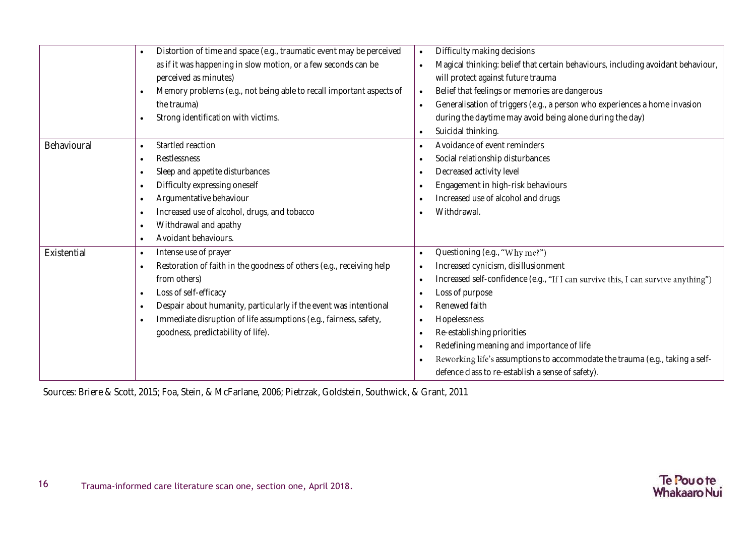| | | |
|---|---|---|
| | • Distortion of time and space (e.g., traumatic event may be perceived as if it was happening in slow motion, or a few seconds can be perceived as minutes)<br>• Memory problems (e.g., not being able to recall important aspects of the trauma)<br>• Strong identification with victims. | • Difficulty making decisions<br>• Magical thinking: belief that certain behaviours, including avoidant behaviour, will protect against future trauma<br>• Belief that feelings or memories are dangerous<br>• Generalisation of triggers (e.g., a person who experiences a home invasion during the daytime may avoid being alone during the day)<br>• Suicidal thinking. |
| Behavioural | • Startled reaction<br>• Restlessness<br>• Sleep and appetite disturbances<br>• Difficulty expressing oneself<br>• Argumentative behaviour<br>• Increased use of alcohol, drugs, and tobacco<br>• Withdrawal and apathy<br>• Avoidant behaviours. | • Avoidance of event reminders<br>• Social relationship disturbances<br>• Decreased activity level<br>• Engagement in high-risk behaviours<br>• Increased use of alcohol and drugs<br>• Withdrawal. |
| Existential | • Intense use of prayer<br>• Restoration of faith in the goodness of others (e.g., receiving help from others)<br>• Loss of self-efficacy<br>• Despair about humanity, particularly if the event was intentional<br>• Immediate disruption of life assumptions (e.g., fairness, safety, goodness, predictability of life). | • Questioning (e.g., "Why me?")<br>• Increased cynicism, disillusionment<br>• Increased self-confidence (e.g., "If I can survive this, I can survive anything")<br>• Loss of purpose<br>• Renewed faith<br>• Hopelessness<br>• Re-establishing priorities<br>• Redefining meaning and importance of life<br>• Reworking life's assumptions to accommodate the trauma (e.g., taking a self-defence class to re-establish a sense of safety). |

Sources: Briere & Scott, 2015; Foa, Stein, & McFarlane, 2006; Pietrzak, Goldstein, Southwick, & Grant, 2011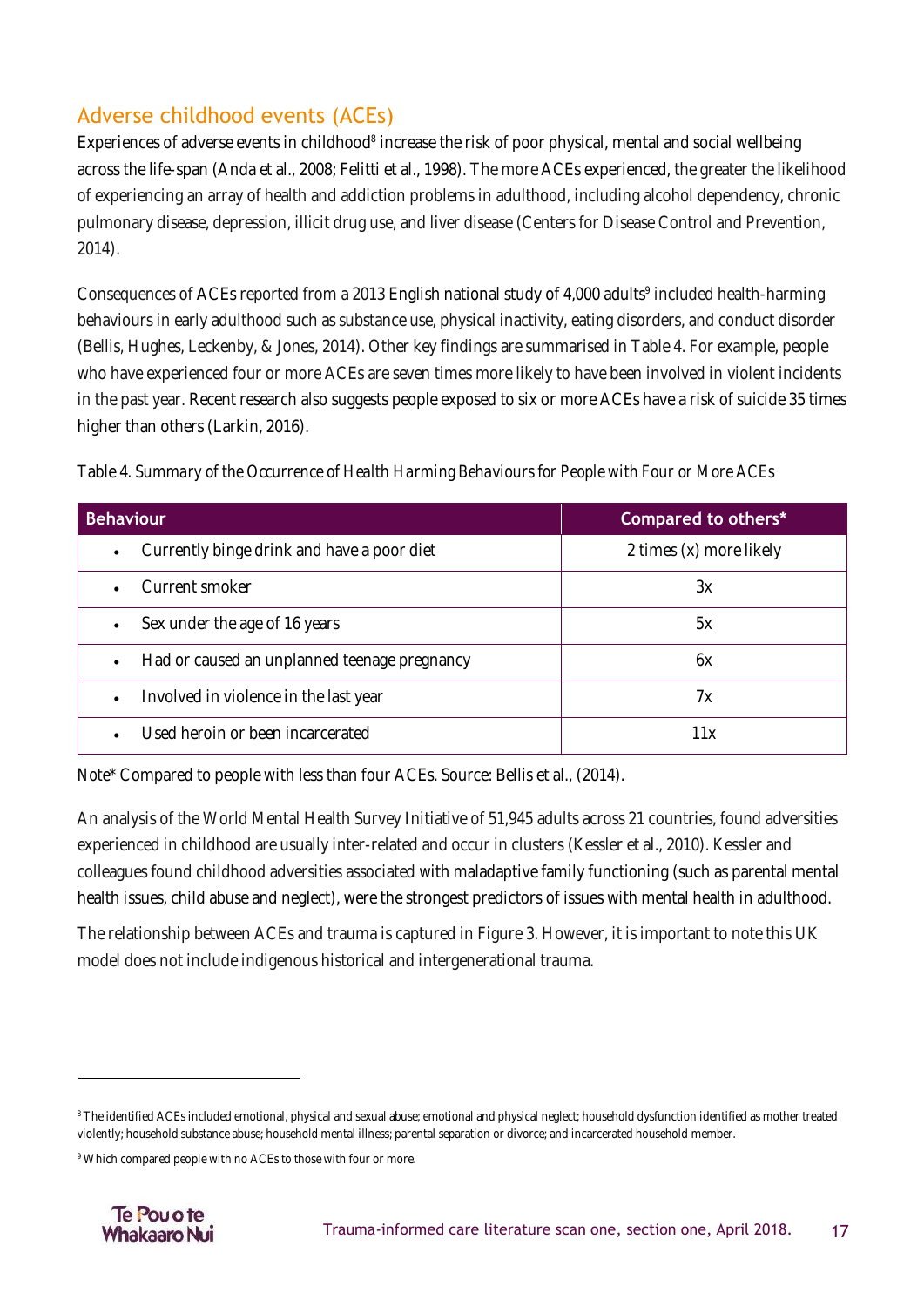## Adverse childhood events (ACEs)

Experiences of adverse events in childhood[8] increase the risk of poor physical, mental and social wellbeing across the life-span (Anda et al., 2008; Felitti et al., 1998). The more ACEs experienced, the greater the likelihood of experiencing an array of health and addiction problems in adulthood, including alcohol dependency, chronic pulmonary disease, depression, illicit drug use, and liver disease (Centers for Disease Control and Prevention, 2014).

Consequences of ACEs reported from a 2013 English national study of 4,000 adults[9] included health-harming behaviours in early adulthood such as substance use, physical inactivity, eating disorders, and conduct disorder (Bellis, Hughes, Leckenby, & Jones, 2014). Other key findings are summarised in Table 4. For example, people who have experienced four or more ACEs are seven times more likely to have been involved in violent incidents in the past year. Recent research also suggests people exposed to six or more ACEs have a risk of suicide 35 times higher than others (Larkin, 2016).

Table 4. *Summary of the Occurrence of Health Harming Behaviours for People with Four or More ACEs*

| Behaviour | Compared to others* |
|---|---|
| • Currently binge drink and have a poor diet | 2 times (x) more likely |
| • Current smoker | 3x |
| • Sex under the age of 16 years | 5x |
| • Had or caused an unplanned teenage pregnancy | 6x |
| • Involved in violence in the last year | 7x |
| • Used heroin or been incarcerated | 11x |

Note* Compared to people with less than four ACEs. Source: Bellis et al., (2014).

An analysis of the World Mental Health Survey Initiative of 51,945 adults across 21 countries, found adversities experienced in childhood are usually inter-related and occur in clusters (Kessler et al., 2010). Kessler and colleagues found childhood adversities associated with maladaptive family functioning (such as parental mental health issues, child abuse and neglect), were the strongest predictors of issues with mental health in adulthood.

The relationship between ACEs and trauma is captured in Figure 3. However, it is important to note this UK model does not include indigenous historical and intergenerational trauma.

[8] The identified ACEs included emotional, physical and sexual abuse; emotional and physical neglect; household dysfunction identified as mother treated violently; household substance abuse; household mental illness; parental separation or divorce; and incarcerated household member.

[9] Which compared people with no ACEs to those with four or more.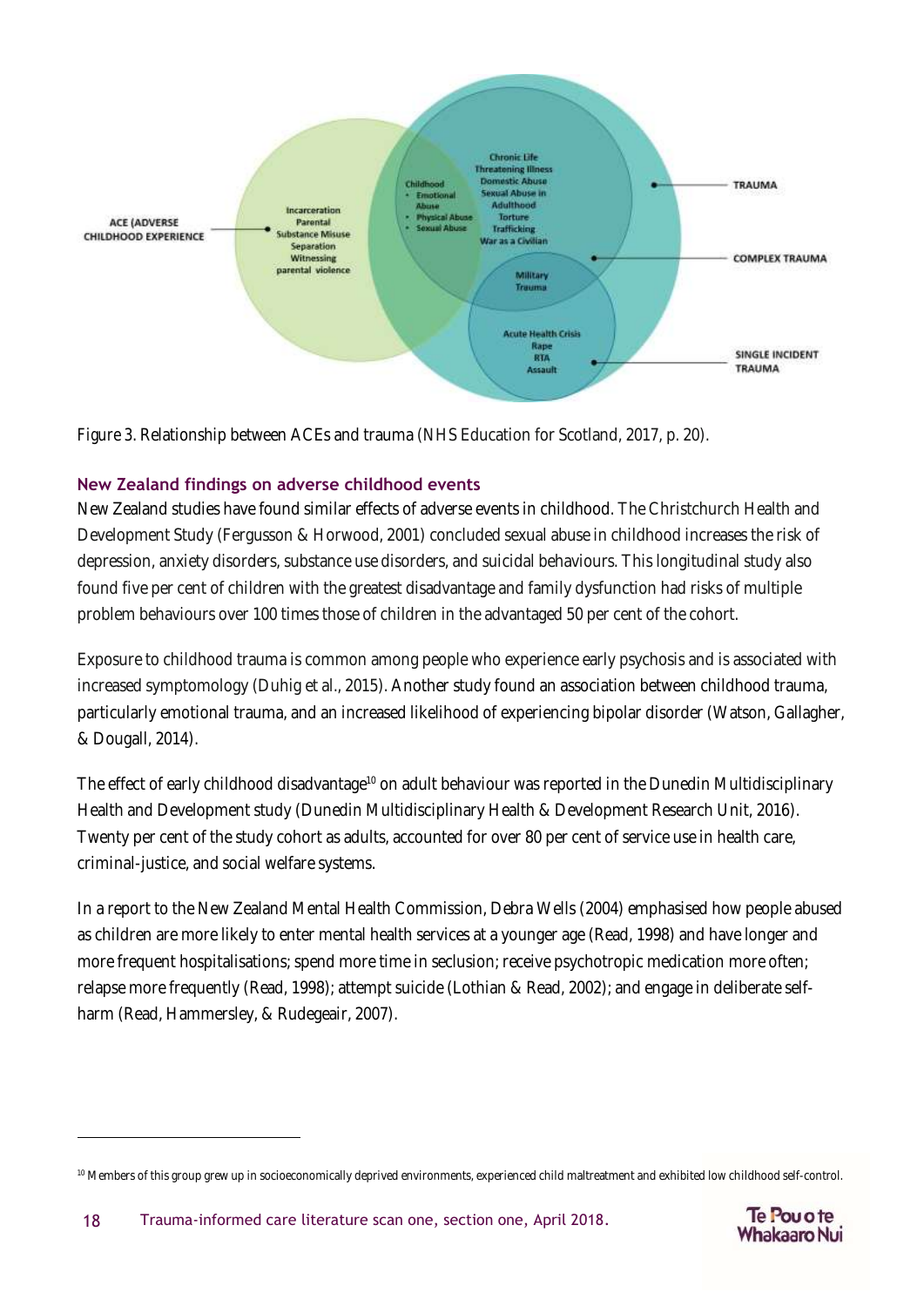Figure 3. Relationship between ACEs and trauma (NHS Education for Scotland, 2017, p. 20).

### New Zealand findings on adverse childhood events

New Zealand studies have found similar effects of adverse events in childhood. The Christchurch Health and Development Study (Fergusson & Horwood, 2001) concluded sexual abuse in childhood increases the risk of depression, anxiety disorders, substance use disorders, and suicidal behaviours. This longitudinal study also found five per cent of children with the greatest disadvantage and family dysfunction had risks of multiple problem behaviours over 100 times those of children in the advantaged 50 per cent of the cohort.

Exposure to childhood trauma is common among people who experience early psychosis and is associated with increased symptomology (Duhig et al., 2015). Another study found an association between childhood trauma, particularly emotional trauma, and an increased likelihood of experiencing bipolar disorder (Watson, Gallagher, & Dougall, 2014).

The effect of early childhood disadvantage[10] on adult behaviour was reported in the Dunedin Multidisciplinary Health and Development study (Dunedin Multidisciplinary Health & Development Research Unit, 2016). Twenty per cent of the study cohort as adults, accounted for over 80 per cent of service use in health care, criminal-justice, and social welfare systems.

In a report to the New Zealand Mental Health Commission, Debra Wells (2004) emphasised how people abused as children are more likely to enter mental health services at a younger age (Read, 1998) and have longer and more frequent hospitalisations; spend more time in seclusion; receive psychotropic medication more often; relapse more frequently (Read, 1998); attempt suicide (Lothian & Read, 2002); and engage in deliberate self-harm (Read, Hammersley, & Rudegeair, 2007).

[10] Members of this group grew up in socioeconomically deprived environments, experienced child maltreatment and exhibited low childhood self-control.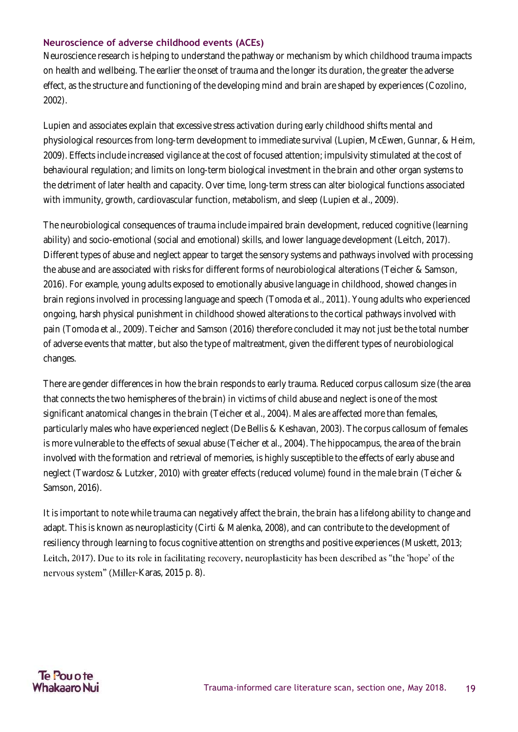## Neuroscience of adverse childhood events (ACEs)

Neuroscience research is helping to understand the pathway or mechanism by which childhood trauma impacts on health and wellbeing. The earlier the onset of trauma and the longer its duration, the greater the adverse effect, as the structure and functioning of the developing mind and brain are shaped by experiences (Cozolino, 2002).

Lupien and associates explain that excessive stress activation during early childhood shifts mental and physiological resources from long-term development to immediate survival (Lupien, McEwen, Gunnar, & Heim, 2009). Effects include increased vigilance at the cost of focused attention; impulsivity stimulated at the cost of behavioural regulation; and limits on long-term biological investment in the brain and other organ systems to the detriment of later health and capacity. Over time, long-term stress can alter biological functions associated with immunity, growth, cardiovascular function, metabolism, and sleep (Lupien et al., 2009).

The neurobiological consequences of trauma include impaired brain development, reduced cognitive (learning ability) and socio-emotional (social and emotional) skills, and lower language development (Leitch, 2017). Different types of abuse and neglect appear to target the sensory systems and pathways involved with processing the abuse and are associated with risks for different forms of neurobiological alterations (Teicher & Samson, 2016). For example, young adults exposed to emotionally abusive language in childhood, showed changes in brain regions involved in processing language and speech (Tomoda et al., 2011). Young adults who experienced ongoing, harsh physical punishment in childhood showed alterations to the cortical pathways involved with pain (Tomoda et al., 2009). Teicher and Samson (2016) therefore concluded it may not just be the total number of adverse events that matter, but also the type of maltreatment, given the different types of neurobiological changes.

There are gender differences in how the brain responds to early trauma. Reduced corpus callosum size (the area that connects the two hemispheres of the brain) in victims of child abuse and neglect is one of the most significant anatomical changes in the brain (Teicher et al., 2004). Males are affected more than females, particularly males who have experienced neglect (De Bellis & Keshavan, 2003). The corpus callosum of females is more vulnerable to the effects of sexual abuse (Teicher et al., 2004). The hippocampus, the area of the brain involved with the formation and retrieval of memories, is highly susceptible to the effects of early abuse and neglect (Twardosz & Lutzker, 2010) with greater effects (reduced volume) found in the male brain (Teicher & Samson, 2016).

It is important to note while trauma can negatively affect the brain, the brain has a lifelong ability to change and adapt. This is known as neuroplasticity (Cirti & Malenka, 2008), and can contribute to the development of resiliency through learning to focus cognitive attention on strengths and positive experiences (Muskett, 2013; Leitch, 2017). Due to its role in facilitating recovery, neuroplasticity has been described as "the 'hope' of the nervous system" (Miller-Karas, 2015 p. 8).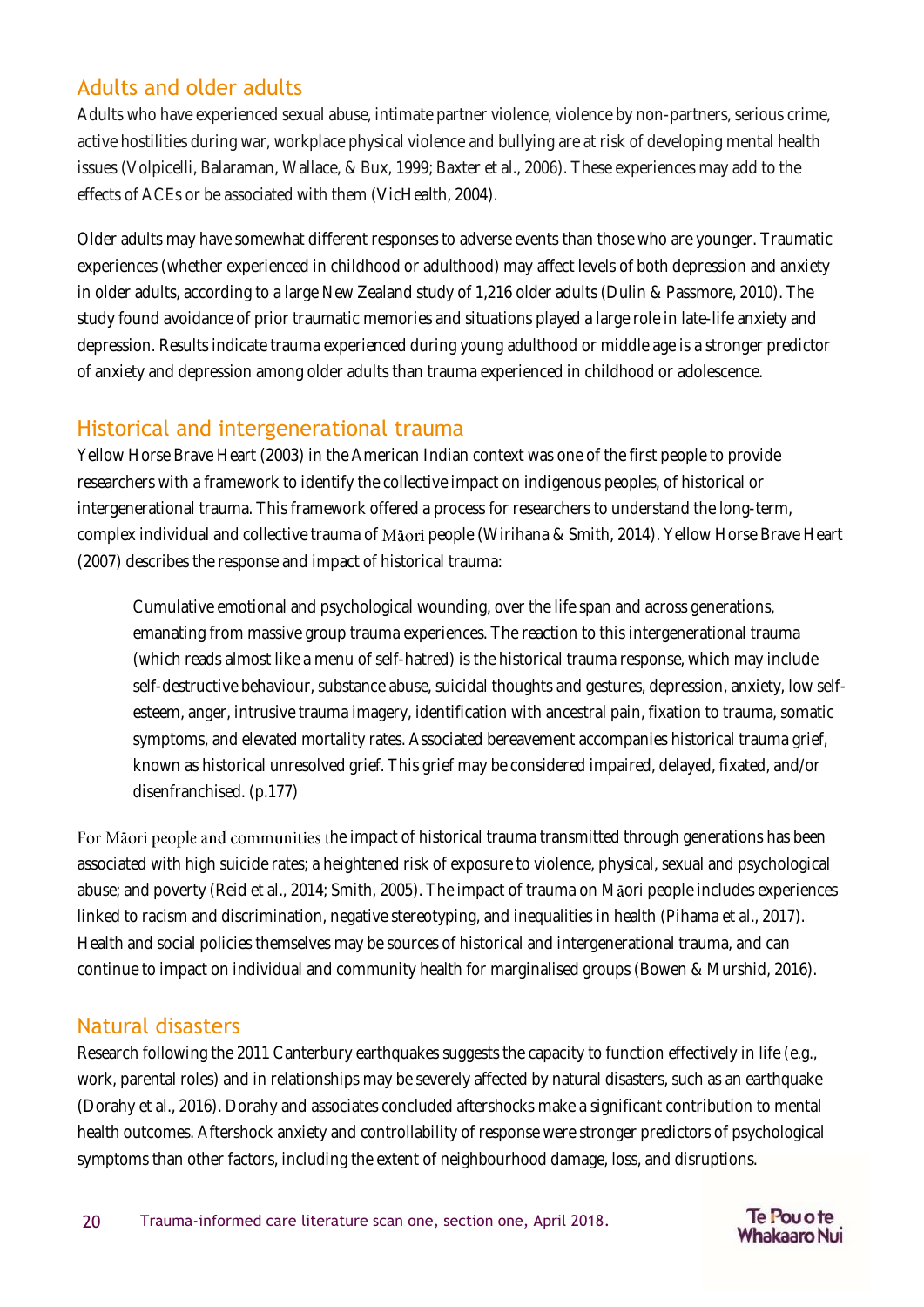## Adults and older adults

Adults who have experienced sexual abuse, intimate partner violence, violence by non-partners, serious crime, active hostilities during war, workplace physical violence and bullying are at risk of developing mental health issues (Volpicelli, Balaraman, Wallace, & Bux, 1999; Baxter et al., 2006). These experiences may add to the effects of ACEs or be associated with them (VicHealth, 2004).

Older adults may have somewhat different responses to adverse events than those who are younger. Traumatic experiences (whether experienced in childhood or adulthood) may affect levels of both depression and anxiety in older adults, according to a large New Zealand study of 1,216 older adults (Dulin & Passmore, 2010). The study found avoidance of prior traumatic memories and situations played a large role in late-life anxiety and depression. Results indicate trauma experienced during young adulthood or middle age is a stronger predictor of anxiety and depression among older adults than trauma experienced in childhood or adolescence.

## Historical and intergenerational trauma

Yellow Horse Brave Heart (2003) in the American Indian context was one of the first people to provide researchers with a framework to identify the collective impact on indigenous peoples, of historical or intergenerational trauma. This framework offered a process for researchers to understand the long-term, complex individual and collective trauma of Māori people (Wirihana & Smith, 2014). Yellow Horse Brave Heart (2007) describes the response and impact of historical trauma:

> Cumulative emotional and psychological wounding, over the life span and across generations, emanating from massive group trauma experiences. The reaction to this intergenerational trauma (which reads almost like a menu of self-hatred) is the historical trauma response, which may include self-destructive behaviour, substance abuse, suicidal thoughts and gestures, depression, anxiety, low self-esteem, anger, intrusive trauma imagery, identification with ancestral pain, fixation to trauma, somatic symptoms, and elevated mortality rates. Associated bereavement accompanies historical trauma grief, known as historical unresolved grief. This grief may be considered impaired, delayed, fixated, and/or disenfranchised. (p.177)

For Māori people and communities the impact of historical trauma transmitted through generations has been associated with high suicide rates; a heightened risk of exposure to violence, physical, sexual and psychological abuse; and poverty (Reid et al., 2014; Smith, 2005). The impact of trauma on Māori people includes experiences linked to racism and discrimination, negative stereotyping, and inequalities in health (Pihama et al., 2017). Health and social policies themselves may be sources of historical and intergenerational trauma, and can continue to impact on individual and community health for marginalised groups (Bowen & Murshid, 2016).

## Natural disasters

Research following the 2011 Canterbury earthquakes suggests the capacity to function effectively in life (e.g., work, parental roles) and in relationships may be severely affected by natural disasters, such as an earthquake (Dorahy et al., 2016). Dorahy and associates concluded aftershocks make a significant contribution to mental health outcomes. Aftershock anxiety and controllability of response were stronger predictors of psychological symptoms than other factors, including the extent of neighbourhood damage, loss, and disruptions.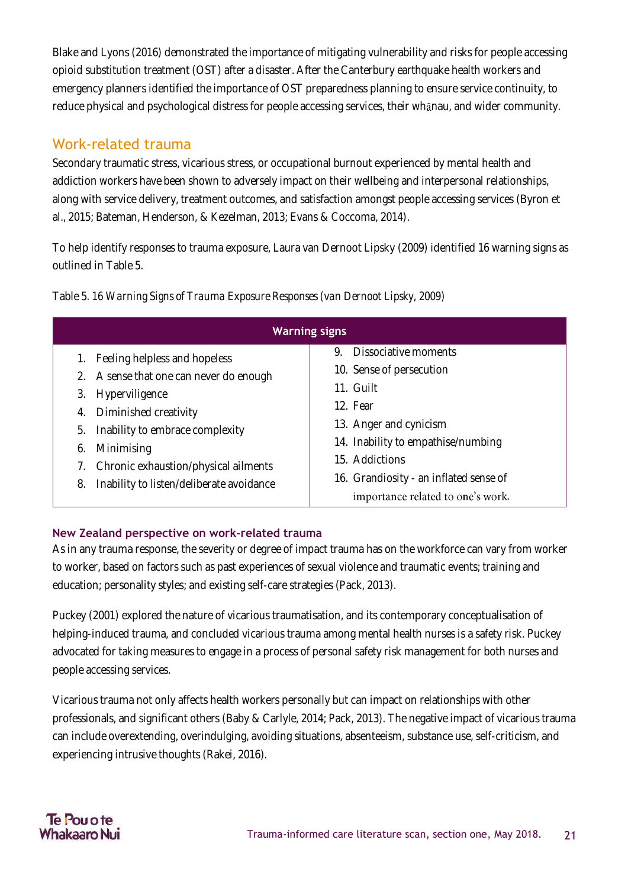Blake and Lyons (2016) demonstrated the importance of mitigating vulnerability and risks for people accessing opioid substitution treatment (OST) after a disaster. After the Canterbury earthquake health workers and emergency planners identified the importance of OST preparedness planning to ensure service continuity, to reduce physical and psychological distress for people accessing services, their whānau, and wider community.

## Work-related trauma

Secondary traumatic stress, vicarious stress, or occupational burnout experienced by mental health and addiction workers have been shown to adversely impact on their wellbeing and interpersonal relationships, along with service delivery, treatment outcomes, and satisfaction amongst people accessing services (Byron et al., 2015; Bateman, Henderson, & Kezelman, 2013; Evans & Coccoma, 2014).

To help identify responses to trauma exposure, Laura van Dernoot Lipsky (2009) identified 16 warning signs as outlined in Table 5.

Table 5. 16 *Warning Signs of Trauma* Exposure Responses (van Dernoot Lipsky, 2009)

| Warning signs | |
|---|---|
| 1. Feeling helpless and hopeless<br>2. A sense that one can never do enough<br>3. Hyperviligence<br>4. Diminished creativity<br>5. Inability to embrace complexity<br>6. Minimising<br>7. Chronic exhaustion/physical ailments<br>8. Inability to listen/deliberate avoidance | 9. Dissociative moments<br>10. Sense of persecution<br>11. Guilt<br>12. Fear<br>13. Anger and cynicism<br>14. Inability to empathise/numbing<br>15. Addictions<br>16. Grandiosity - an inflated sense of importance related to one's work. |

### New Zealand perspective on work-related trauma

As in any trauma response, the severity or degree of impact trauma has on the workforce can vary from worker to worker, based on factors such as past experiences of sexual violence and traumatic events; training and education; personality styles; and existing self-care strategies (Pack, 2013).

Puckey (2001) explored the nature of vicarious traumatisation, and its contemporary conceptualisation of helping-induced trauma, and concluded vicarious trauma among mental health nurses is a safety risk. Puckey advocated for taking measures to engage in a process of personal safety risk management for both nurses and people accessing services.

Vicarious trauma not only affects health workers personally but can impact on relationships with other professionals, and significant others (Baby & Carlyle, 2014; Pack, 2013). The negative impact of vicarious trauma can include overextending, overindulging, avoiding situations, absenteeism, substance use, self-criticism, and experiencing intrusive thoughts (Rakei, 2016).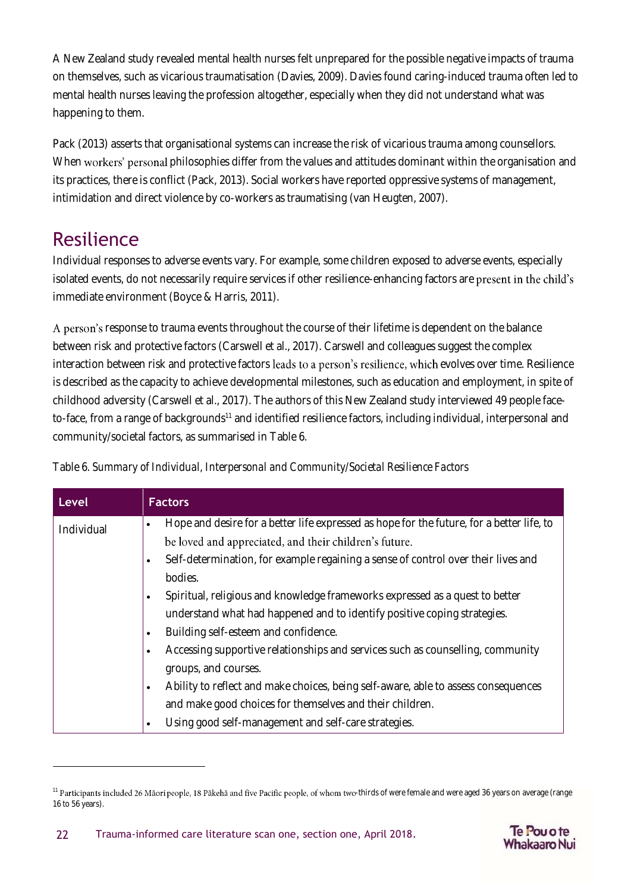A New Zealand study revealed mental health nurses felt unprepared for the possible negative impacts of trauma on themselves, such as vicarious traumatisation (Davies, 2009). Davies found caring-induced trauma often led to mental health nurses leaving the profession altogether, especially when they did not understand what was happening to them.

Pack (2013) asserts that organisational systems can increase the risk of vicarious trauma among counsellors. When workers' personal philosophies differ from the values and attitudes dominant within the organisation and its practices, there is conflict (Pack, 2013). Social workers have reported oppressive systems of management, intimidation and direct violence by co-workers as traumatising (van Heugten, 2007).

## Resilience

Individual responses to adverse events vary. For example, some children exposed to adverse events, especially isolated events, do not necessarily require services if other resilience-enhancing factors are present in the child's immediate environment (Boyce & Harris, 2011).

A person's response to trauma events throughout the course of their lifetime is dependent on the balance between risk and protective factors (Carswell et al., 2017). Carswell and colleagues suggest the complex interaction between risk and protective factors leads to a person's resilience, which evolves over time. Resilience is described as the capacity to achieve developmental milestones, such as education and employment, in spite of childhood adversity (Carswell et al., 2017). The authors of this New Zealand study interviewed 49 people face-to-face, from a range of backgrounds[11] and identified resilience factors, including individual, interpersonal and community/societal factors, as summarised in Table 6.

Table 6. *Summary of Individual, Interpersonal and Community/Societal Resilience Factors*

| Level | Factors |
| --- | --- |
| Individual | • Hope and desire for a better life expressed as hope for the future, for a better life, to be loved and appreciated, and their children's future.<br>• Self-determination, for example regaining a sense of control over their lives and bodies.<br>• Spiritual, religious and knowledge frameworks expressed as a quest to better understand what had happened and to identify positive coping strategies.<br>• Building self-esteem and confidence.<br>• Accessing supportive relationships and services such as counselling, community groups, and courses.<br>• Ability to reflect and make choices, being self-aware, able to assess consequences and make good choices for themselves and their children.<br>• Using good self-management and self-care strategies. |

[11] Participants included 26 Māori people, 18 Pākehā and five Pacific people, of whom two-thirds of were female and were aged 36 years on average (range 16 to 56 years).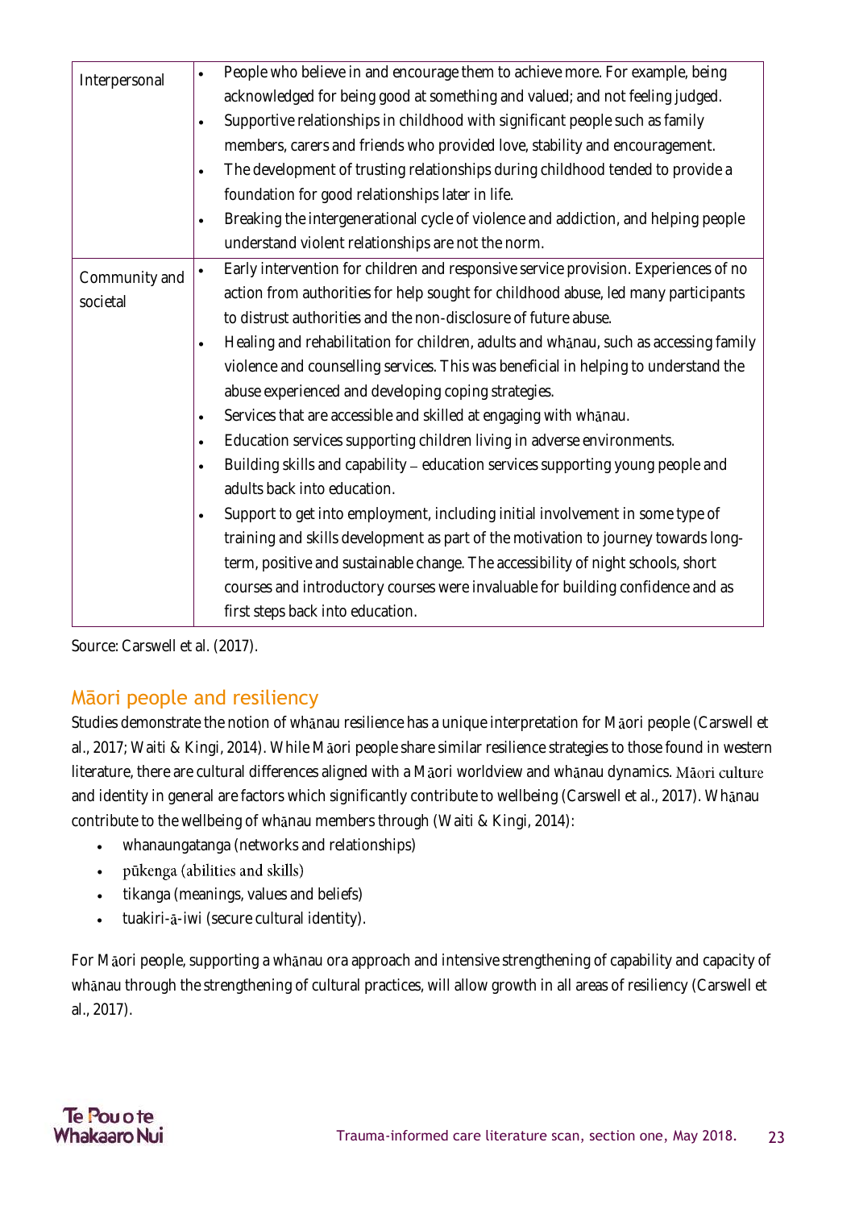| | |
|---|---|
| Interpersonal | • People who believe in and encourage them to achieve more. For example, being acknowledged for being good at something and valued; and not feeling judged.<br>• Supportive relationships in childhood with significant people such as family members, carers and friends who provided love, stability and encouragement.<br>• The development of trusting relationships during childhood tended to provide a foundation for good relationships later in life.<br>• Breaking the intergenerational cycle of violence and addiction, and helping people understand violent relationships are not the norm. |
| Community and societal | • Early intervention for children and responsive service provision. Experiences of no action from authorities for help sought for childhood abuse, led many participants to distrust authorities and the non-disclosure of future abuse.<br>• Healing and rehabilitation for children, adults and whānau, such as accessing family violence and counselling services. This was beneficial in helping to understand the abuse experienced and developing coping strategies.<br>• Services that are accessible and skilled at engaging with whānau.<br>• Education services supporting children living in adverse environments.<br>• Building skills and capability – education services supporting young people and adults back into education.<br>• Support to get into employment, including initial involvement in some type of training and skills development as part of the motivation to journey towards long-term, positive and sustainable change. The accessibility of night schools, short courses and introductory courses were invaluable for building confidence and as first steps back into education. |

Source: Carswell et al. (2017).

## Māori people and resiliency

Studies demonstrate the notion of whānau resilience has a unique interpretation for Māori people (Carswell et al., 2017; Waiti & Kingi, 2014). While Māori people share similar resilience strategies to those found in western literature, there are cultural differences aligned with a Māori worldview and whānau dynamics. Māori culture and identity in general are factors which significantly contribute to wellbeing (Carswell et al., 2017). Whānau contribute to the wellbeing of whānau members through (Waiti & Kingi, 2014):

- whanaungatanga (networks and relationships)
- pūkenga (abilities and skills)
- tikanga (meanings, values and beliefs)
- tuakiri-ā-iwi (secure cultural identity).

For Māori people, supporting a whānau ora approach and intensive strengthening of capability and capacity of whānau through the strengthening of cultural practices, will allow growth in all areas of resiliency (Carswell et al., 2017).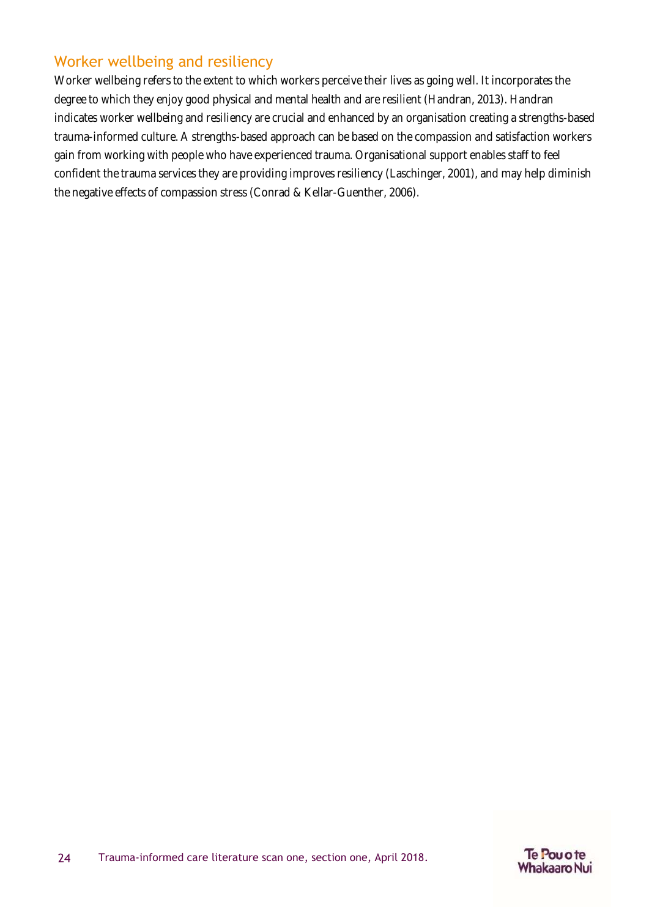## Worker wellbeing and resiliency

Worker wellbeing refers to the extent to which workers perceive their lives as going well. It incorporates the degree to which they enjoy good physical and mental health and are resilient (Handran, 2013). Handran indicates worker wellbeing and resiliency are crucial and enhanced by an organisation creating a strengths-based trauma-informed culture. A strengths-based approach can be based on the compassion and satisfaction workers gain from working with people who have experienced trauma. Organisational support enables staff to feel confident the trauma services they are providing improves resiliency (Laschinger, 2001), and may help diminish the negative effects of compassion stress (Conrad & Kellar-Guenther, 2006).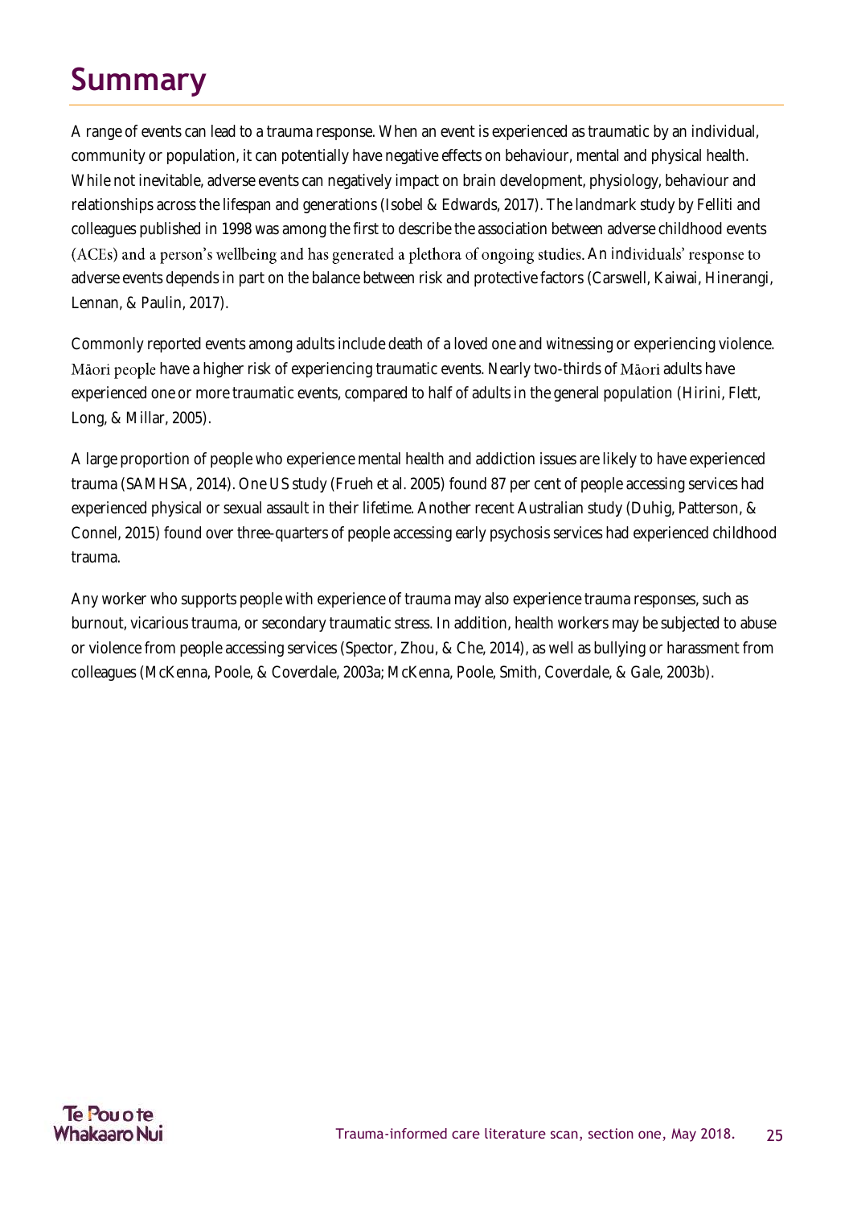# Summary

A range of events can lead to a trauma response. When an event is experienced as traumatic by an individual, community or population, it can potentially have negative effects on behaviour, mental and physical health. While not inevitable, adverse events can negatively impact on brain development, physiology, behaviour and relationships across the lifespan and generations (Isobel & Edwards, 2017). The landmark study by Felliti and colleagues published in 1998 was among the first to describe the association between adverse childhood events (ACEs) and a person's wellbeing and has generated a plethora of ongoing studies. An individuals' response to adverse events depends in part on the balance between risk and protective factors (Carswell, Kaiwai, Hinerangi, Lennan, & Paulin, 2017).

Commonly reported events among adults include death of a loved one and witnessing or experiencing violence. Māori people have a higher risk of experiencing traumatic events. Nearly two-thirds of Māori adults have experienced one or more traumatic events, compared to half of adults in the general population (Hirini, Flett, Long, & Millar, 2005).

A large proportion of people who experience mental health and addiction issues are likely to have experienced trauma (SAMHSA, 2014). One US study (Frueh et al. 2005) found 87 per cent of people accessing services had experienced physical or sexual assault in their lifetime. Another recent Australian study (Duhig, Patterson, & Connel, 2015) found over three-quarters of people accessing early psychosis services had experienced childhood trauma.

Any worker who supports people with experience of trauma may also experience trauma responses, such as burnout, vicarious trauma, or secondary traumatic stress. In addition, health workers may be subjected to abuse or violence from people accessing services (Spector, Zhou, & Che, 2014), as well as bullying or harassment from colleagues (McKenna, Poole, & Coverdale, 2003a; McKenna, Poole, Smith, Coverdale, & Gale, 2003b).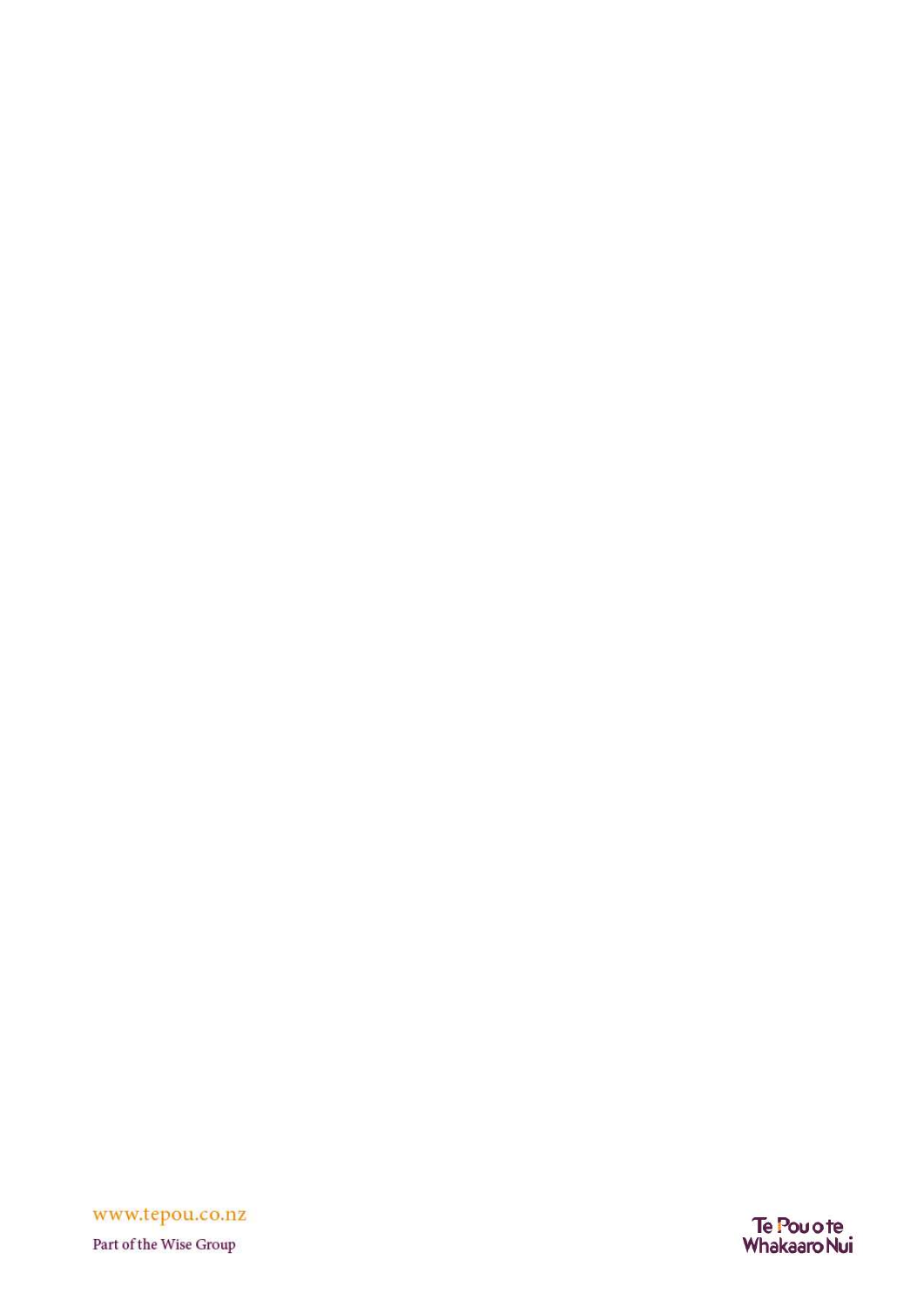www.tepou.co.nz

Part of the Wise Group

Te Pou o te Whakaaro Nui